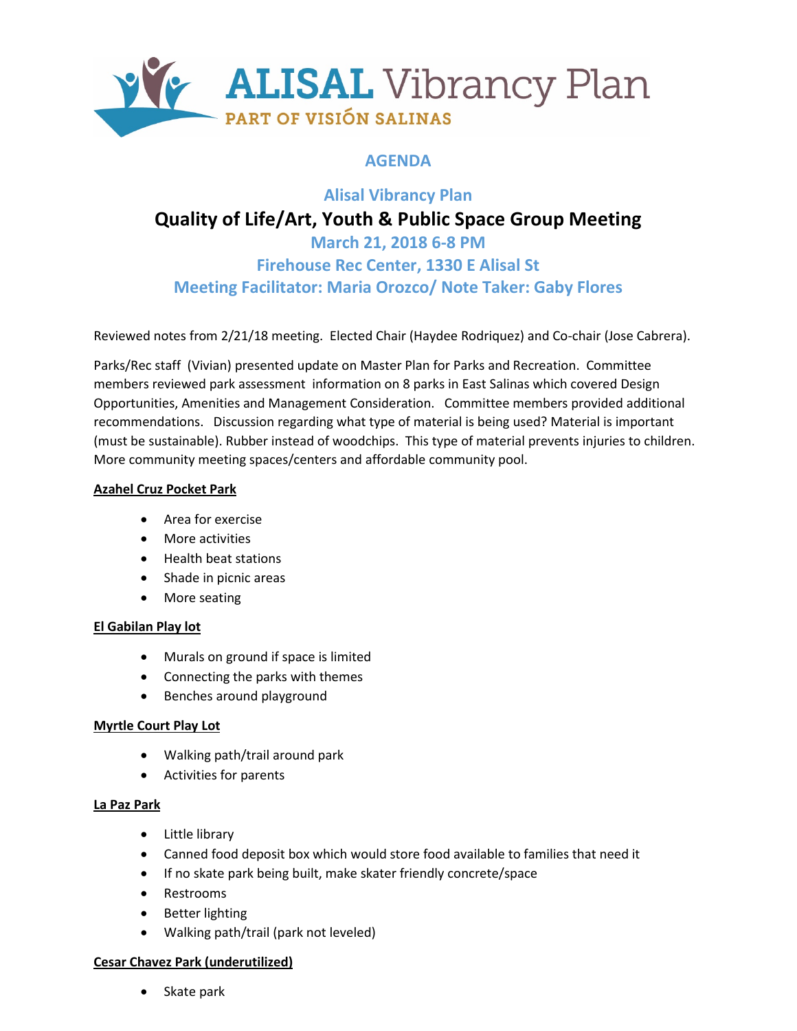# ALISAL Vibrancy Plan

PART OF VISIÓN SALINAS

## AGENDA

### Alisal Vibrancy Plan

## Quality of Life/Art, Youth & Public Space Group Meeting

### March 21, 2018 6-8 PM

### Firehouse Rec Center, 1330 E Alisal St

### Meeting Facilitator: Maria Orozco/ Note Taker: Gaby Flores

Reviewed notes from 2/21/18 meeting. Elected Chair (Haydee Rodriquez) and Co-chair (Jose Cabrera).

Parks/Rec staff (Vivian) presented update on Master Plan for Parks and Recreation. Committee members reviewed park assessment information on 8 parks in East Salinas which covered Design Opportunities, Amenities and Management Consideration. Committee members provided additional recommendations. Discussion regarding what type of material is being used? Material is important (must be sustainable). Rubber instead of woodchips. This type of material prevents injuries to children. More community meeting spaces/centers and affordable community pool.

**Azahel Cruz Pocket Park**

- Area for exercise
- More activities
- Health beat stations
- Shade in picnic areas
- More seating

**El Gabilan Play lot**

- Murals on ground if space is limited
- Connecting the parks with themes
- Benches around playground

**Myrtle Court Play Lot**

- Walking path/trail around park
- Activities for parents

**La Paz Park**

- Little library
- Canned food deposit box which would store food available to families that need it
- If no skate park being built, make skater friendly concrete/space
- Restrooms
- Better lighting
- Walking path/trail (park not leveled)

**Cesar Chavez Park (underutilized)**

- Skate park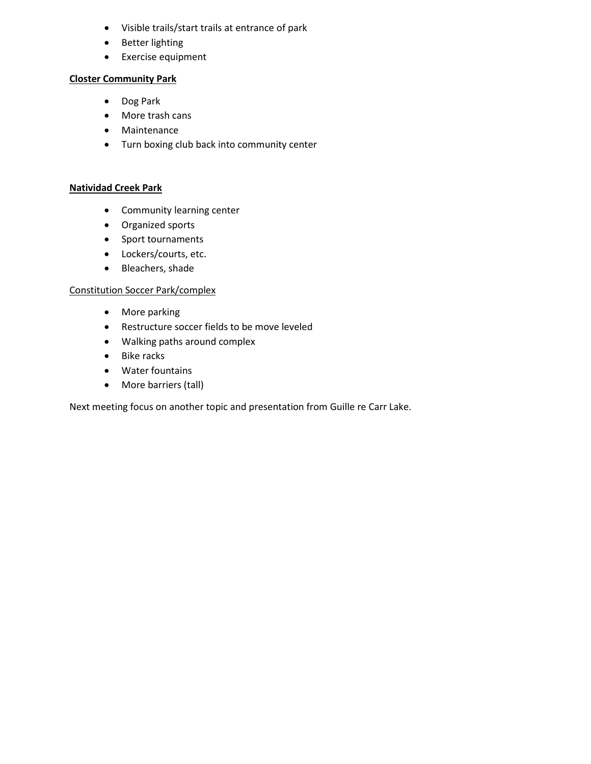- Visible trails/start trails at entrance of park
- Better lighting
- Exercise equipment

**Closter Community Park**

- Dog Park
- More trash cans
- Maintenance
- Turn boxing club back into community center

**Natividad Creek Park**

- Community learning center
- Organized sports
- Sport tournaments
- Lockers/courts, etc.
- Bleachers, shade

Constitution Soccer Park/complex

- More parking
- Restructure soccer fields to be move leveled
- Walking paths around complex
- Bike racks
- Water fountains
- More barriers (tall)

Next meeting focus on another topic and presentation from Guille re Carr Lake.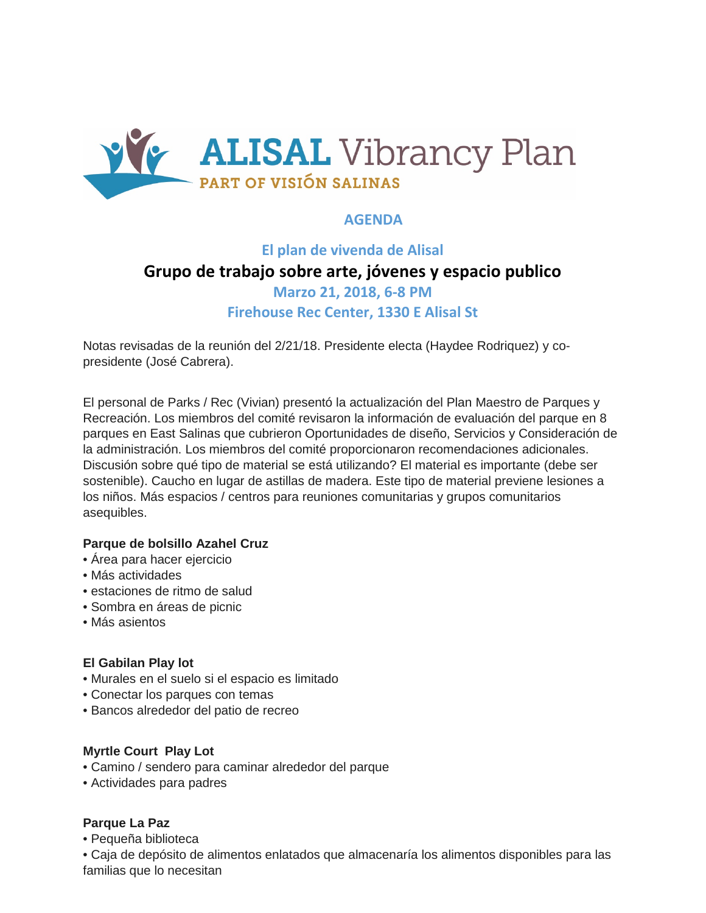ALISAL Vibrancy Plan
PART OF VISIÓN SALINAS

## AGENDA

### El plan de vivenda de Alisal

## Grupo de trabajo sobre arte, jóvenes y espacio publico

### Marzo 21, 2018, 6-8 PM

### Firehouse Rec Center, 1330 E Alisal St

Notas revisadas de la reunión del 2/21/18. Presidente electa (Haydee Rodriquez) y co-presidente (José Cabrera).

El personal de Parks / Rec (Vivian) presentó la actualización del Plan Maestro de Parques y Recreación. Los miembros del comité revisaron la información de evaluación del parque en 8 parques en East Salinas que cubrieron Oportunidades de diseño, Servicios y Consideración de la administración. Los miembros del comité proporcionaron recomendaciones adicionales. Discusión sobre qué tipo de material se está utilizando? El material es importante (debe ser sostenible). Caucho en lugar de astillas de madera. Este tipo de material previene lesiones a los niños. Más espacios / centros para reuniones comunitarias y grupos comunitarios asequibles.

**Parque de bolsillo Azahel Cruz**
- Área para hacer ejercicio
- Más actividades
- estaciones de ritmo de salud
- Sombra en áreas de picnic
- Más asientos

**El Gabilan Play lot**
- Murales en el suelo si el espacio es limitado
- Conectar los parques con temas
- Bancos alrededor del patio de recreo

**Myrtle Court Play Lot**
- Camino / sendero para caminar alrededor del parque
- Actividades para padres

**Parque La Paz**
- Pequeña biblioteca
- Caja de depósito de alimentos enlatados que almacenaría los alimentos disponibles para las familias que lo necesitan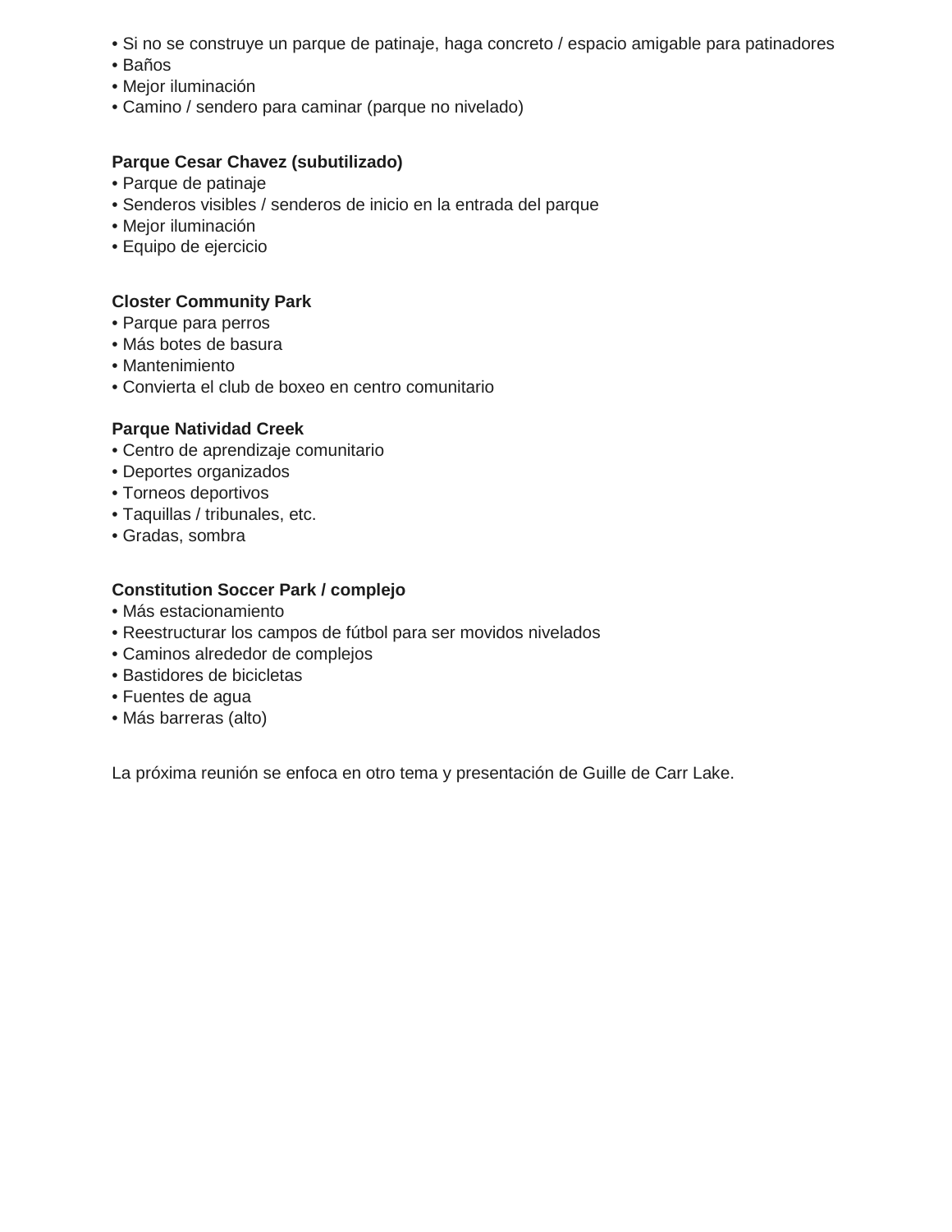- Si no se construye un parque de patinaje, haga concreto / espacio amigable para patinadores
- Baños
- Mejor iluminación
- Camino / sendero para caminar (parque no nivelado)

**Parque Cesar Chavez (subutilizado)**
- Parque de patinaje
- Senderos visibles / senderos de inicio en la entrada del parque
- Mejor iluminación
- Equipo de ejercicio

**Closter Community Park**
- Parque para perros
- Más botes de basura
- Mantenimiento
- Convierta el club de boxeo en centro comunitario

**Parque Natividad Creek**
- Centro de aprendizaje comunitario
- Deportes organizados
- Torneos deportivos
- Taquillas / tribunales, etc.
- Gradas, sombra

**Constitution Soccer Park / complejo**
- Más estacionamiento
- Reestructurar los campos de fútbol para ser movidos nivelados
- Caminos alrededor de complejos
- Bastidores de bicicletas
- Fuentes de agua
- Más barreras (alto)

La próxima reunión se enfoca en otro tema y presentación de Guille de Carr Lake.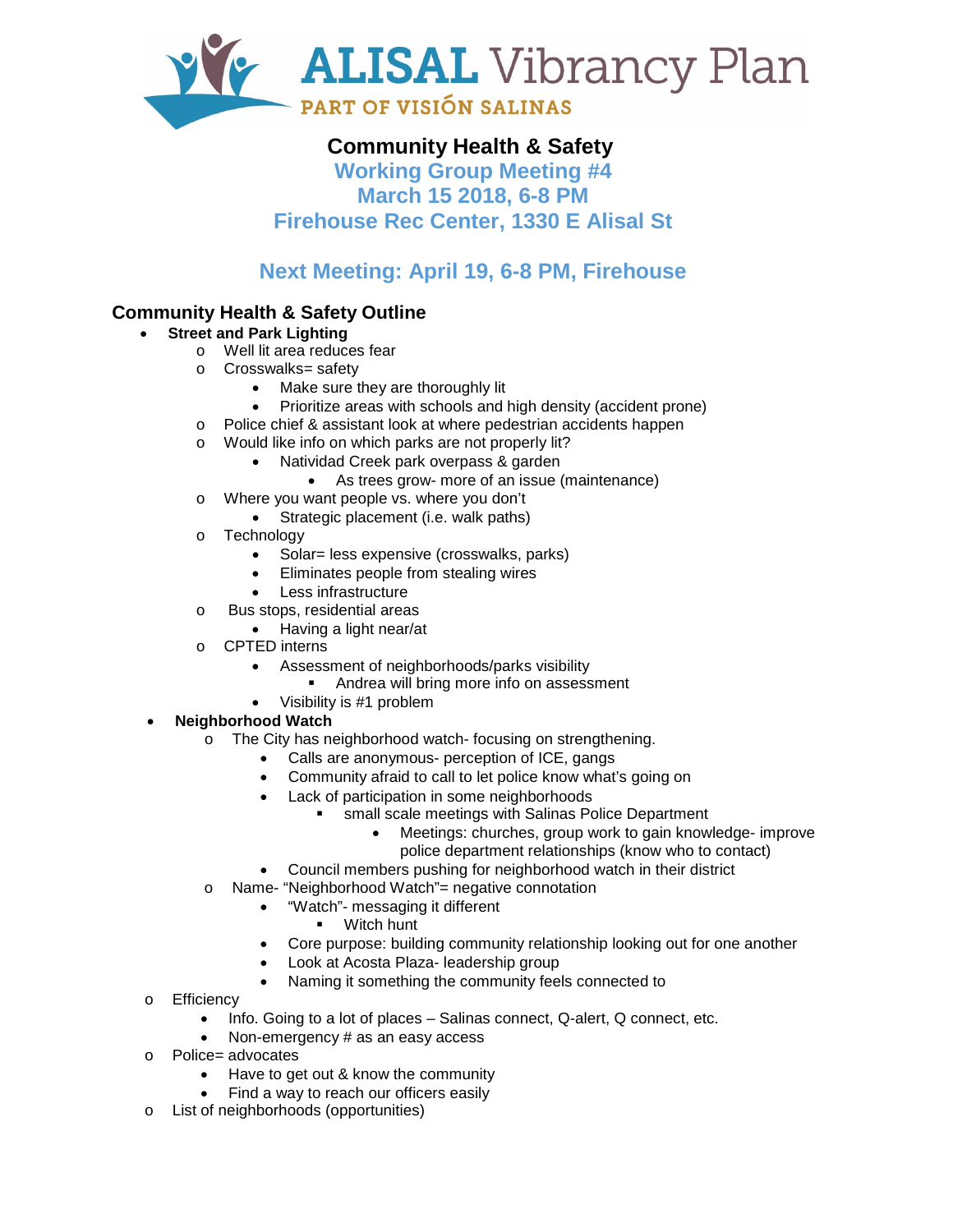# ALISAL Vibrancy Plan

PART OF VISIÓN SALINAS

## Community Health & Safety

**Working Group Meeting #4**
**March 15 2018, 6-8 PM**
**Firehouse Rec Center, 1330 E Alisal St**

**Next Meeting: April 19, 6-8 PM, Firehouse**

### Community Health & Safety Outline

- **Street and Park Lighting**
  - Well lit area reduces fear
  - Crosswalks= safety
    - Make sure they are thoroughly lit
    - Prioritize areas with schools and high density (accident prone)
  - Police chief & assistant look at where pedestrian accidents happen
  - Would like info on which parks are not properly lit?
    - Natividad Creek park overpass & garden
      - As trees grow- more of an issue (maintenance)
  - Where you want people vs. where you don't
    - Strategic placement (i.e. walk paths)
  - Technology
    - Solar= less expensive (crosswalks, parks)
    - Eliminates people from stealing wires
    - Less infrastructure
  - Bus stops, residential areas
    - Having a light near/at
  - CPTED interns
    - Assessment of neighborhoods/parks visibility
      - Andrea will bring more info on assessment
    - Visibility is #1 problem
- **Neighborhood Watch**
  - The City has neighborhood watch- focusing on strengthening.
    - Calls are anonymous- perception of ICE, gangs
    - Community afraid to call to let police know what's going on
    - Lack of participation in some neighborhoods
      - small scale meetings with Salinas Police Department
        - Meetings: churches, group work to gain knowledge- improve police department relationships (know who to contact)
    - Council members pushing for neighborhood watch in their district
  - Name- "Neighborhood Watch"= negative connotation
    - "Watch"- messaging it different
      - Witch hunt
    - Core purpose: building community relationship looking out for one another
    - Look at Acosta Plaza- leadership group
    - Naming it something the community feels connected to
- Efficiency
  - Info. Going to a lot of places – Salinas connect, Q-alert, Q connect, etc.
  - Non-emergency # as an easy access
- Police= advocates
  - Have to get out & know the community
  - Find a way to reach our officers easily
- List of neighborhoods (opportunities)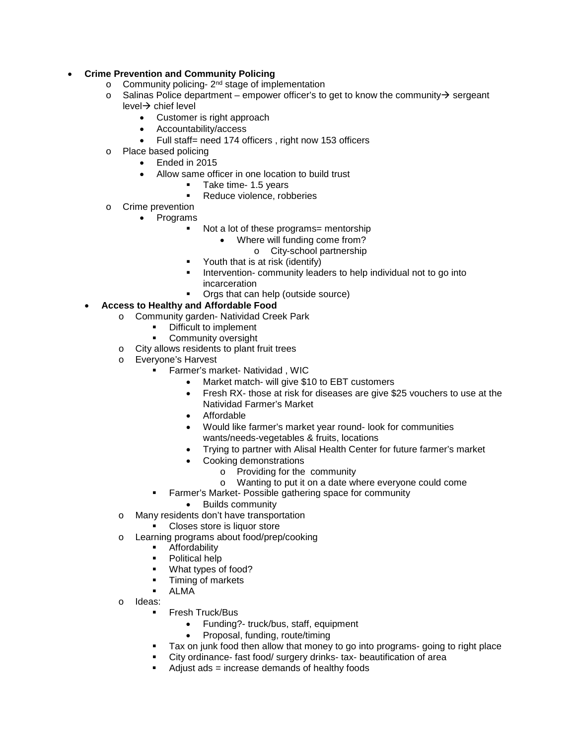- **Crime Prevention and Community Policing**
    - Community policing- 2nd stage of implementation
    - Salinas Police department – empower officer's to get to know the community→ sergeant level→ chief level
        - Customer is right approach
        - Accountability/access
        - Full staff= need 174 officers , right now 153 officers
    - Place based policing
        - Ended in 2015
        - Allow same officer in one location to build trust
            - Take time- 1.5 years
            - Reduce violence, robberies
    - Crime prevention
        - Programs
            - Not a lot of these programs= mentorship
                - Where will funding come from?
                    - City-school partnership
            - Youth that is at risk (identify)
            - Intervention- community leaders to help individual not to go into incarceration
            - Orgs that can help (outside source)
- **Access to Healthy and Affordable Food**
    - Community garden- Natividad Creek Park
        - Difficult to implement
        - Community oversight
    - City allows residents to plant fruit trees
    - Everyone's Harvest
        - Farmer's market- Natividad , WIC
            - Market match- will give $10 to EBT customers
            - Fresh RX- those at risk for diseases are give $25 vouchers to use at the Natividad Farmer's Market
            - Affordable
            - Would like farmer's market year round- look for communities wants/needs-vegetables & fruits, locations
            - Trying to partner with Alisal Health Center for future farmer's market
            - Cooking demonstrations
                - Providing for the community
                - Wanting to put it on a date where everyone could come
        - Farmer's Market- Possible gathering space for community
            - Builds community
    - Many residents don't have transportation
        - Closes store is liquor store
    - Learning programs about food/prep/cooking
        - Affordability
        - Political help
        - What types of food?
        - Timing of markets
        - ALMA
    - Ideas:
        - Fresh Truck/Bus
            - Funding?- truck/bus, staff, equipment
            - Proposal, funding, route/timing
        - Tax on junk food then allow that money to go into programs- going to right place
        - City ordinance- fast food/ surgery drinks- tax- beautification of area
        - Adjust ads = increase demands of healthy foods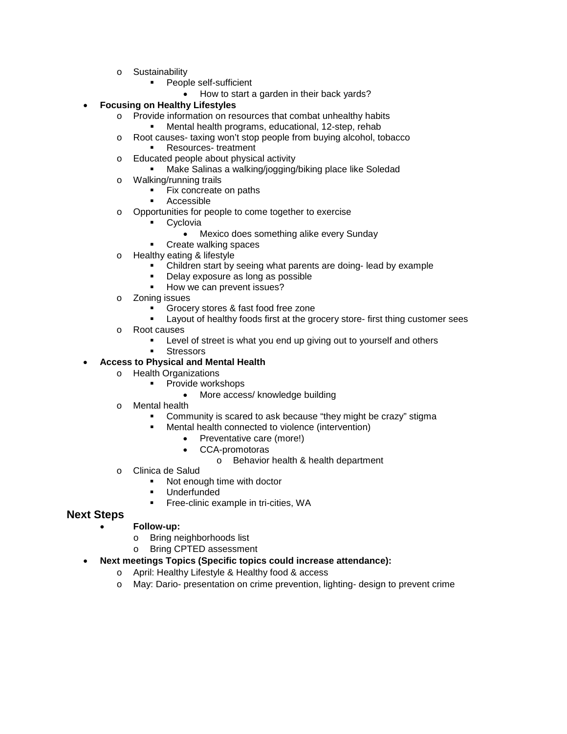- Sustainability
  - People self-sufficient
    - How to start a garden in their back yards?

- **Focusing on Healthy Lifestyles**
  - Provide information on resources that combat unhealthy habits
    - Mental health programs, educational, 12-step, rehab
  - Root causes- taxing won't stop people from buying alcohol, tobacco
    - Resources- treatment
  - Educated people about physical activity
    - Make Salinas a walking/jogging/biking place like Soledad
  - Walking/running trails
    - Fix concreate on paths
    - Accessible
  - Opportunities for people to come together to exercise
    - Cyclovia
      - Mexico does something alike every Sunday
    - Create walking spaces
  - Healthy eating & lifestyle
    - Children start by seeing what parents are doing- lead by example
    - Delay exposure as long as possible
    - How we can prevent issues?
  - Zoning issues
    - Grocery stores & fast food free zone
    - Layout of healthy foods first at the grocery store- first thing customer sees
  - Root causes
    - Level of street is what you end up giving out to yourself and others
    - Stressors
- **Access to Physical and Mental Health**
  - Health Organizations
    - Provide workshops
      - More access/ knowledge building
  - Mental health
    - Community is scared to ask because "they might be crazy" stigma
    - Mental health connected to violence (intervention)
      - Preventative care (more!)
      - CCA-promotoras
        - Behavior health & health department
  - Clinica de Salud
    - Not enough time with doctor
    - Underfunded
    - Free-clinic example in tri-cities, WA

## Next Steps

- **Follow-up:**
  - Bring neighborhoods list
  - Bring CPTED assessment
- **Next meetings Topics (Specific topics could increase attendance):**
  - April: Healthy Lifestyle & Healthy food & access
  - May: Dario- presentation on crime prevention, lighting- design to prevent crime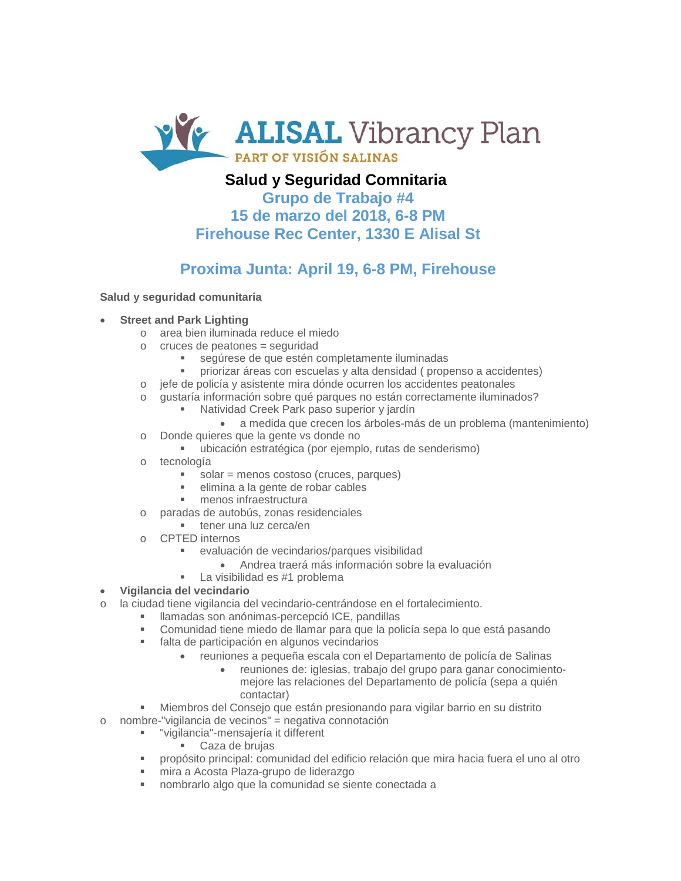# Salud y Seguridad Comnitaria

## Grupo de Trabajo #4
## 15 de marzo del 2018, 6-8 PM
## Firehouse Rec Center, 1330 E Alisal St

## Proxima Junta: April 19, 6-8 PM, Firehouse

**Salud y seguridad comunitaria**

- **Street and Park Lighting**
  - area bien iluminada reduce el miedo
  - cruces de peatones = seguridad
    - segúrese de que estén completamente iluminadas
    - priorizar áreas con escuelas y alta densidad ( propenso a accidentes)
  - jefe de policía y asistente mira dónde ocurren los accidentes peatonales
  - gustaría información sobre qué parques no están correctamente iluminados?
    - Natividad Creek Park paso superior y jardín
      - a medida que crecen los árboles-más de un problema (mantenimiento)
  - Donde quieres que la gente vs donde no
    - ubicación estratégica (por ejemplo, rutas de senderismo)
  - tecnología
    - solar = menos costoso (cruces, parques)
    - elimina a la gente de robar cables
    - menos infraestructura
  - paradas de autobús, zonas residenciales
    - tener una luz cerca/en
  - CPTED internos
    - evaluación de vecindarios/parques visibilidad
      - Andrea traerá más información sobre la evaluación
    - La visibilidad es #1 problema
- **Vigilancia del vecindario**
- la ciudad tiene vigilancia del vecindario-centrándose en el fortalecimiento.
  - llamadas son anónimas-percepció ICE, pandillas
  - Comunidad tiene miedo de llamar para que la policía sepa lo que está pasando
  - falta de participación en algunos vecindarios
    - reuniones a pequeña escala con el Departamento de policía de Salinas
      - reuniones de: iglesias, trabajo del grupo para ganar conocimiento-mejore las relaciones del Departamento de policía (sepa a quién contactar)
  - Miembros del Consejo que están presionando para vigilar barrio en su distrito
- nombre-"vigilancia de vecinos" = negativa connotación
  - "vigilancia"-mensajería it different
    - Caza de brujas
  - propósito principal: comunidad del edificio relación que mira hacia fuera el uno al otro
  - mira a Acosta Plaza-grupo de liderazgo
  - nombrarlo algo que la comunidad se siente conectada a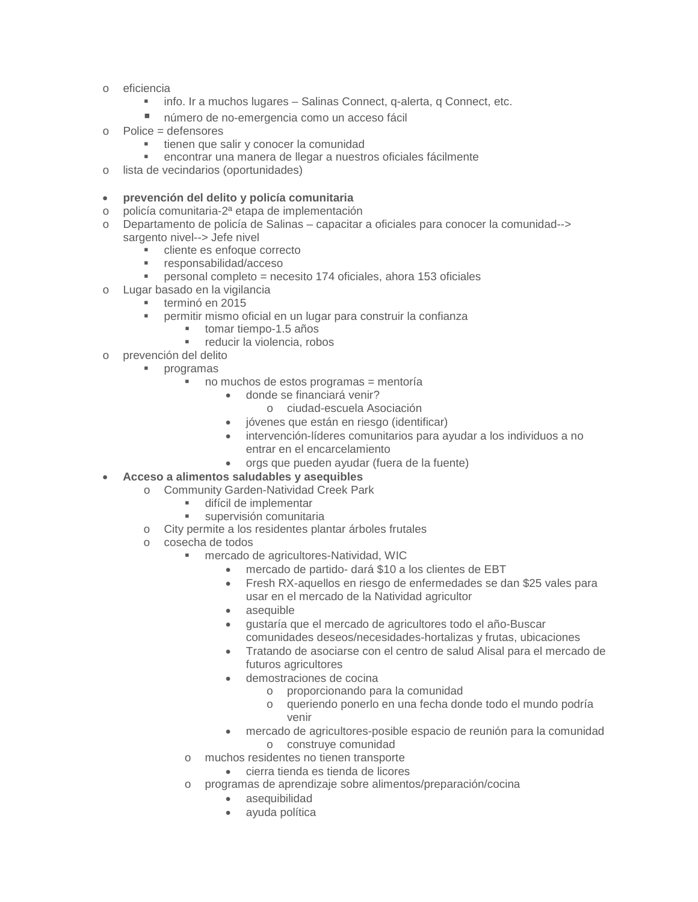- eficiencia
  - info. Ir a muchos lugares – Salinas Connect, q-alerta, q Connect, etc.
  - número de no-emergencia como un acceso fácil
- Police = defensores
  - tienen que salir y conocer la comunidad
  - encontrar una manera de llegar a nuestros oficiales fácilmente
- lista de vecindarios (oportunidades)

- **prevención del delito y policía comunitaria**
- policía comunitaria-2ª etapa de implementación
- Departamento de policía de Salinas – capacitar a oficiales para conocer la comunidad--> sargento nivel--> Jefe nivel
  - cliente es enfoque correcto
  - responsabilidad/acceso
  - personal completo = necesito 174 oficiales, ahora 153 oficiales
- Lugar basado en la vigilancia
  - terminó en 2015
  - permitir mismo oficial en un lugar para construir la confianza
    - tomar tiempo-1.5 años
    - reducir la violencia, robos
- prevención del delito
  - programas
    - no muchos de estos programas = mentoría
      - donde se financiará venir?
        - ciudad-escuela Asociación
      - jóvenes que están en riesgo (identificar)
      - intervención-líderes comunitarios para ayudar a los individuos a no entrar en el encarcelamiento
      - orgs que pueden ayudar (fuera de la fuente)
- **Acceso a alimentos saludables y asequibles**
  - Community Garden-Natividad Creek Park
    - difícil de implementar
    - supervisión comunitaria
  - City permite a los residentes plantar árboles frutales
  - cosecha de todos
    - mercado de agricultores-Natividad, WIC
      - mercado de partido- dará $10 a los clientes de EBT
      - Fresh RX-aquellos en riesgo de enfermedades se dan $25 vales para usar en el mercado de la Natividad agricultor
      - asequible
      - gustaría que el mercado de agricultores todo el año-Buscar comunidades deseos/necesidades-hortalizas y frutas, ubicaciones
      - Tratando de asociarse con el centro de salud Alisal para el mercado de futuros agricultores
      - demostraciones de cocina
        - proporcionando para la comunidad
        - queriendo ponerlo en una fecha donde todo el mundo podría venir
      - mercado de agricultores-posible espacio de reunión para la comunidad
        - construye comunidad
    - muchos residentes no tienen transporte
      - cierra tienda es tienda de licores
    - programas de aprendizaje sobre alimentos/preparación/cocina
      - asequibilidad
      - ayuda política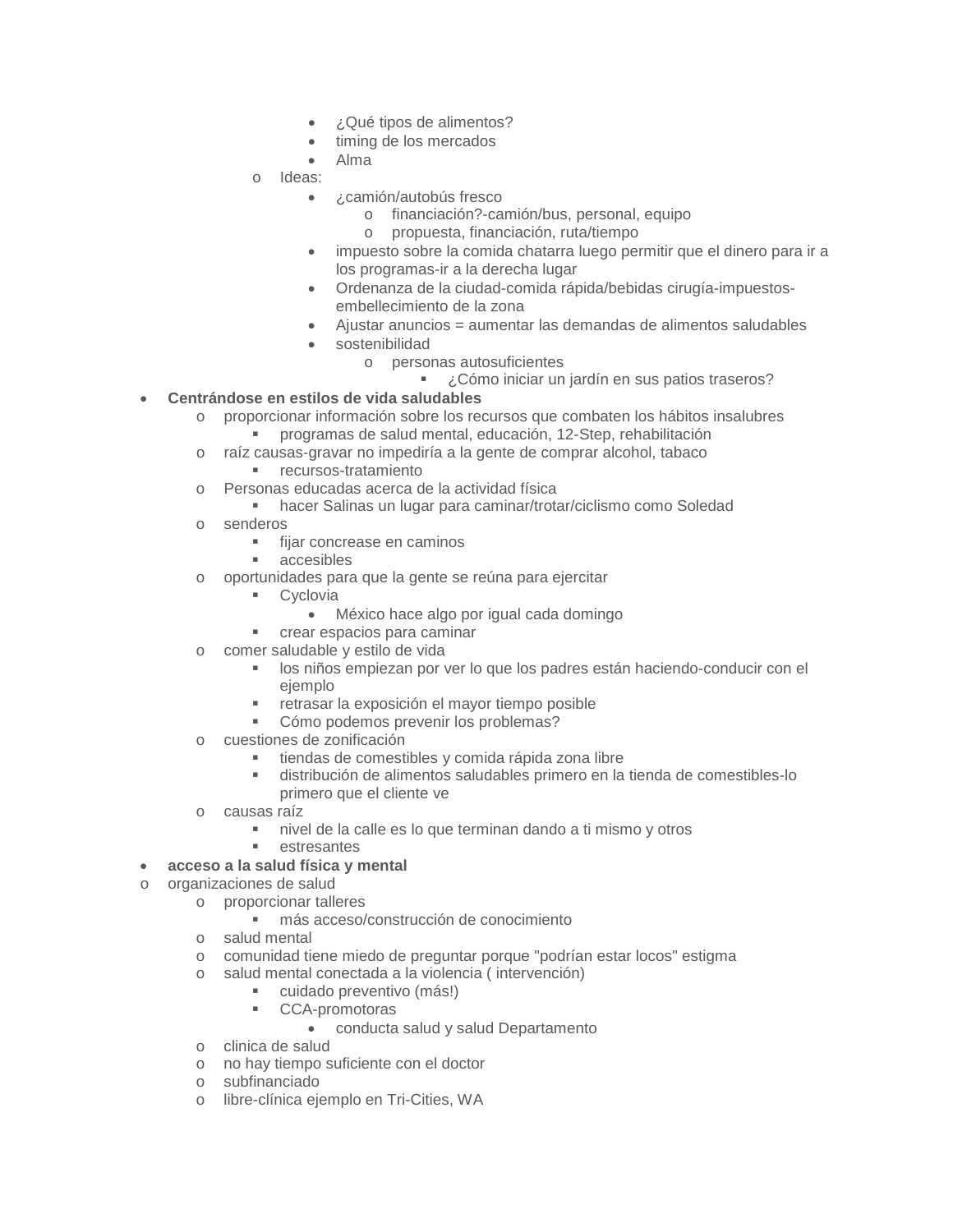- ¿Qué tipos de alimentos?
            - timing de los mercados
            - Alma
        - Ideas:
            - ¿camión/autobús fresco
                - financiación?-camión/bus, personal, equipo
                - propuesta, financiación, ruta/tiempo
            - impuesto sobre la comida chatarra luego permitir que el dinero para ir a los programas-ir a la derecha lugar
            - Ordenanza de la ciudad-comida rápida/bebidas cirugía-impuestos-embellecimiento de la zona
            - Ajustar anuncios = aumentar las demandas de alimentos saludables
            - sostenibilidad
                - personas autosuficientes
                    - ¿Cómo iniciar un jardín en sus patios traseros?

- **Centrándose en estilos de vida saludables**
    - proporcionar información sobre los recursos que combaten los hábitos insalubres
        - programas de salud mental, educación, 12-Step, rehabilitación
    - raíz causas-gravar no impediría a la gente de comprar alcohol, tabaco
        - recursos-tratamiento
    - Personas educadas acerca de la actividad física
        - hacer Salinas un lugar para caminar/trotar/ciclismo como Soledad
    - senderos
        - fijar concrease en caminos
        - accesibles
    - oportunidades para que la gente se reúna para ejercitar
        - Cyclovia
            - México hace algo por igual cada domingo
        - crear espacios para caminar
    - comer saludable y estilo de vida
        - los niños empiezan por ver lo que los padres están haciendo-conducir con el ejemplo
        - retrasar la exposición el mayor tiempo posible
        - Cómo podemos prevenir los problemas?
    - cuestiones de zonificación
        - tiendas de comestibles y comida rápida zona libre
        - distribución de alimentos saludables primero en la tienda de comestibles-lo primero que el cliente ve
    - causas raíz
        - nivel de la calle es lo que terminan dando a ti mismo y otros
        - estresantes
- **acceso a la salud física y mental**
- organizaciones de salud
    - proporcionar talleres
        - más acceso/construcción de conocimiento
    - salud mental
    - comunidad tiene miedo de preguntar porque "podrían estar locos" estigma
    - salud mental conectada a la violencia ( intervención)
        - cuidado preventivo (más!)
        - CCA-promotoras
            - conducta salud y salud Departamento
    - clinica de salud
    - no hay tiempo suficiente con el doctor
    - subfinanciado
    - libre-clínica ejemplo en Tri-Cities, WA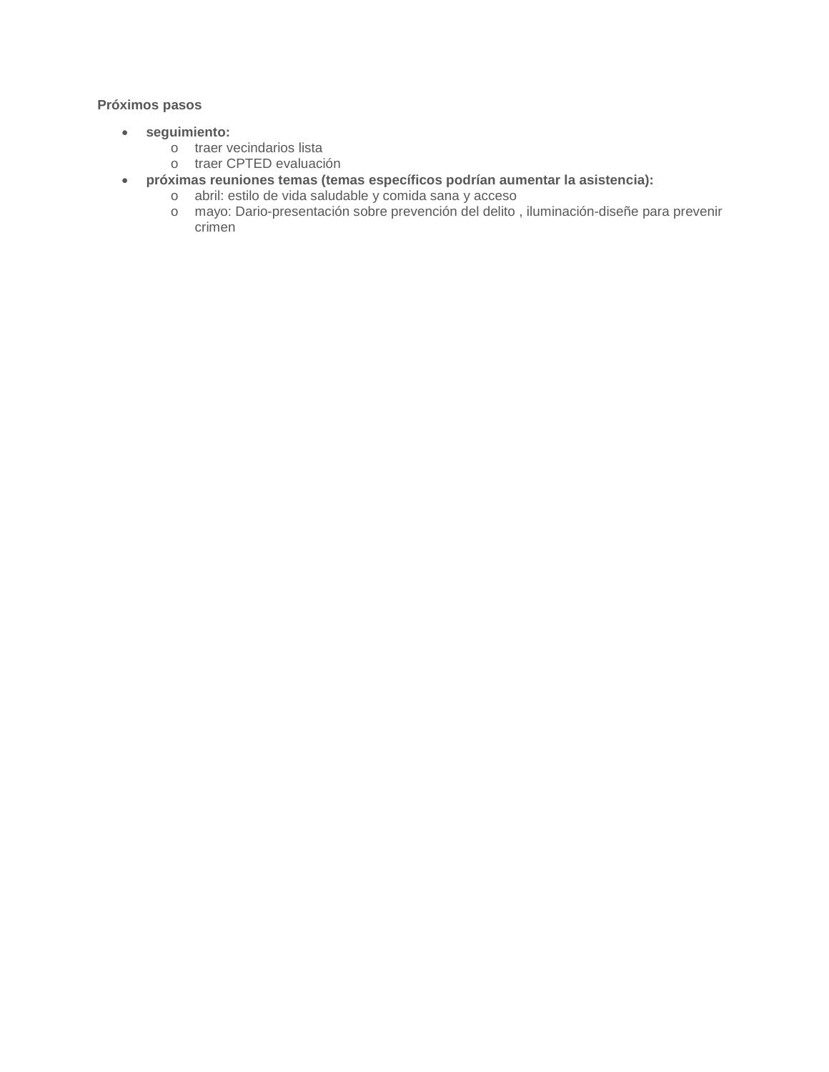**Próximos pasos**

- **seguimiento:**
  - traer vecindarios lista
  - traer CPTED evaluación
- **próximas reuniones temas (temas específicos podrían aumentar la asistencia):**
  - abril: estilo de vida saludable y comida sana y acceso
  - mayo: Dario-presentación sobre prevención del delito , iluminación-diseñe para prevenir crimen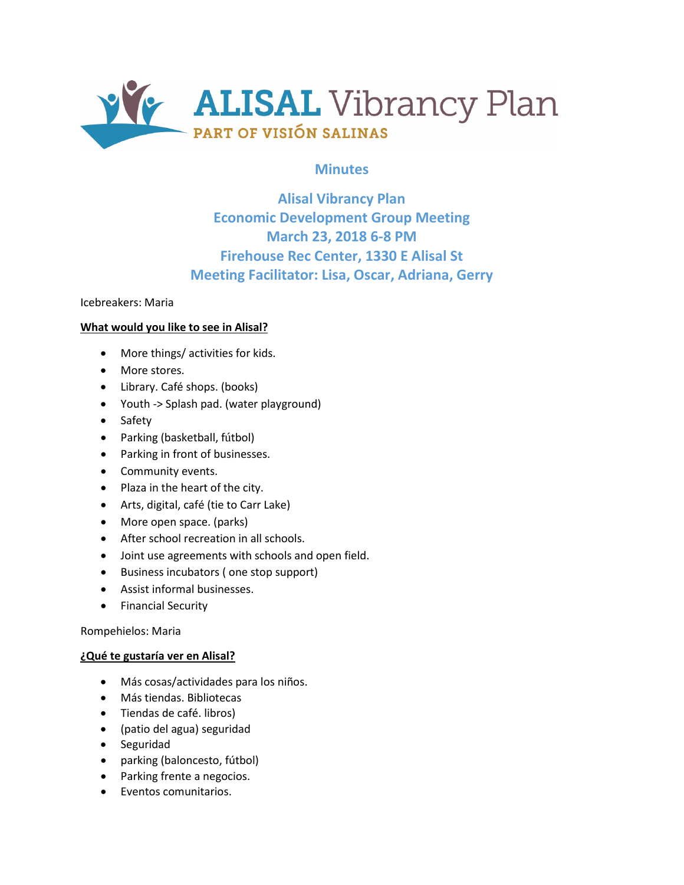# ALISAL Vibrancy Plan

PART OF VISIÓN SALINAS

## Minutes

## Alisal Vibrancy Plan
## Economic Development Group Meeting
## March 23, 2018 6-8 PM
## Firehouse Rec Center, 1330 E Alisal St
## Meeting Facilitator: Lisa, Oscar, Adriana, Gerry

Icebreakers: Maria

**What would you like to see in Alisal?**

- More things/ activities for kids.
- More stores.
- Library. Café shops. (books)
- Youth -> Splash pad. (water playground)
- Safety
- Parking (basketball, fútbol)
- Parking in front of businesses.
- Community events.
- Plaza in the heart of the city.
- Arts, digital, café (tie to Carr Lake)
- More open space. (parks)
- After school recreation in all schools.
- Joint use agreements with schools and open field.
- Business incubators ( one stop support)
- Assist informal businesses.
- Financial Security

Rompehielos: Maria

**¿Qué te gustaría ver en Alisal?**

- Más cosas/actividades para los niños.
- Más tiendas. Bibliotecas
- Tiendas de café. libros)
- (patio del agua) seguridad
- Seguridad
- parking (baloncesto, fútbol)
- Parking frente a negocios.
- Eventos comunitarios.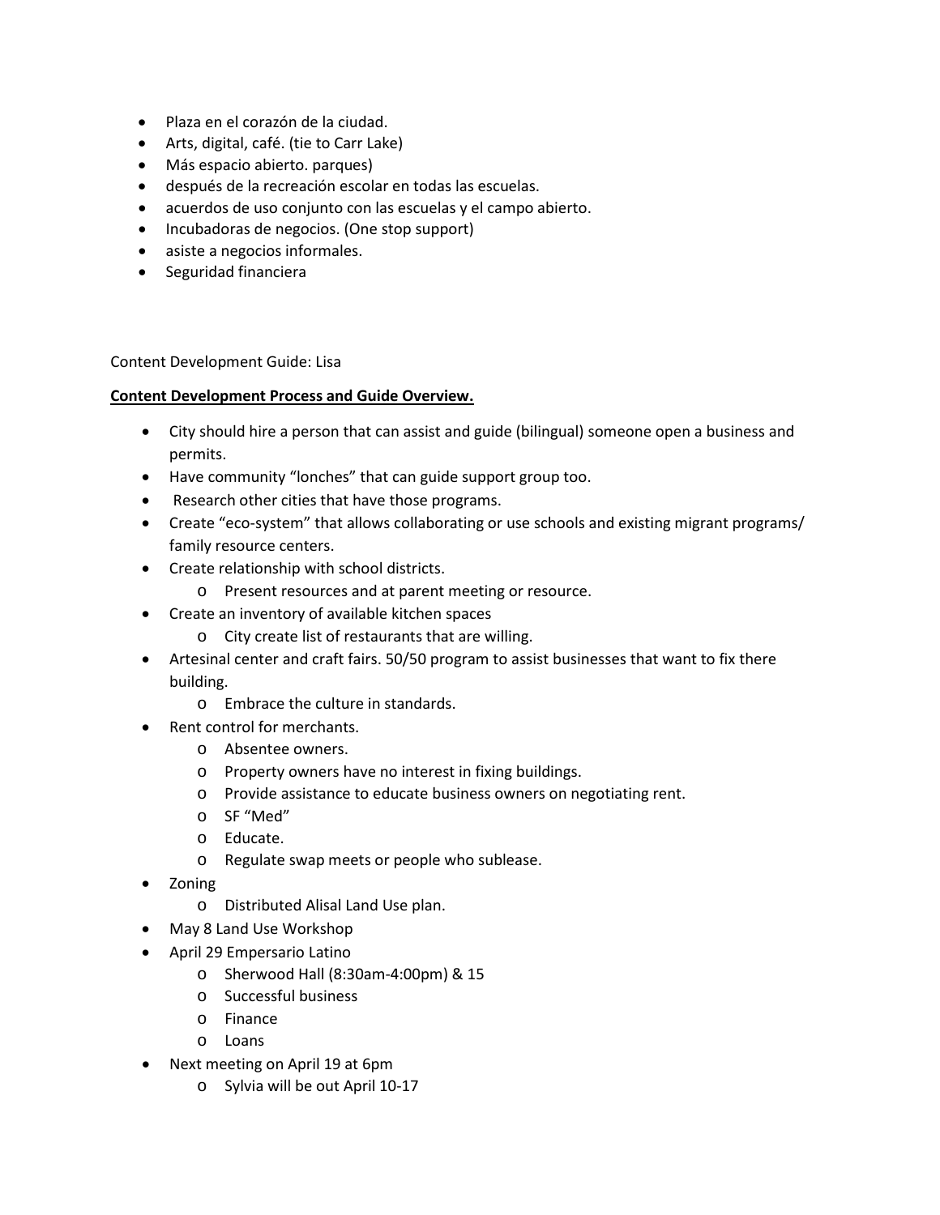- Plaza en el corazón de la ciudad.
- Arts, digital, café. (tie to Carr Lake)
- Más espacio abierto. parques)
- después de la recreación escolar en todas las escuelas.
- acuerdos de uso conjunto con las escuelas y el campo abierto.
- Incubadoras de negocios. (One stop support)
- asiste a negocios informales.
- Seguridad financiera

Content Development Guide: Lisa

**Content Development Process and Guide Overview.**

- City should hire a person that can assist and guide (bilingual) someone open a business and permits.
- Have community "lonches" that can guide support group too.
- Research other cities that have those programs.
- Create "eco-system" that allows collaborating or use schools and existing migrant programs/ family resource centers.
- Create relationship with school districts.
  - Present resources and at parent meeting or resource.
- Create an inventory of available kitchen spaces
  - City create list of restaurants that are willing.
- Artesinal center and craft fairs. 50/50 program to assist businesses that want to fix there building.
  - Embrace the culture in standards.
- Rent control for merchants.
  - Absentee owners.
  - Property owners have no interest in fixing buildings.
  - Provide assistance to educate business owners on negotiating rent.
  - SF "Med"
  - Educate.
  - Regulate swap meets or people who sublease.
- Zoning
  - Distributed Alisal Land Use plan.
- May 8 Land Use Workshop
- April 29 Empersario Latino
  - Sherwood Hall (8:30am-4:00pm) & 15
  - Successful business
  - Finance
  - Loans
- Next meeting on April 19 at 6pm
  - Sylvia will be out April 10-17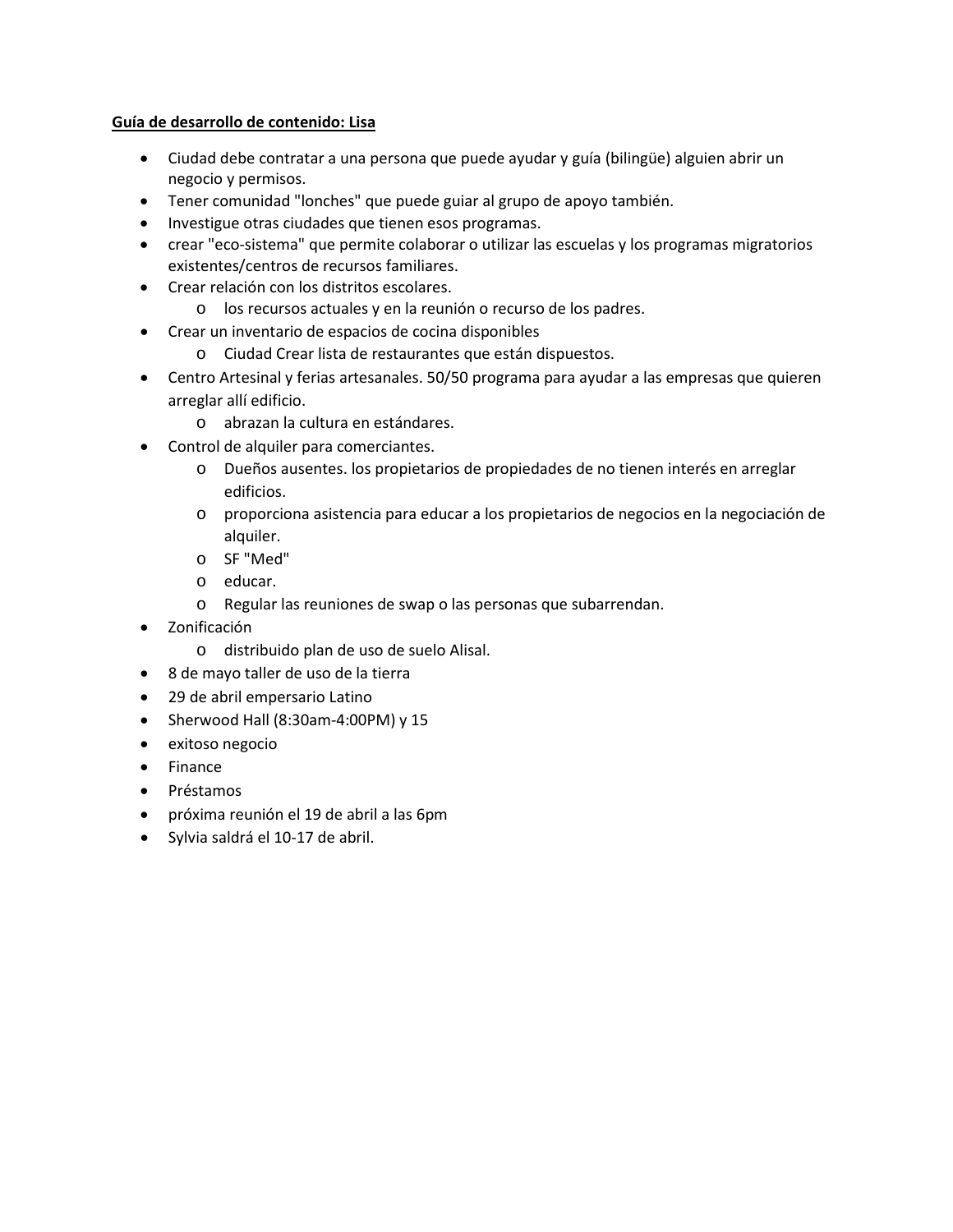**Guía de desarrollo de contenido: Lisa**

- Ciudad debe contratar a una persona que puede ayudar y guía (bilingüe) alguien abrir un negocio y permisos.
- Tener comunidad "lonches" que puede guiar al grupo de apoyo también.
- Investigue otras ciudades que tienen esos programas.
- crear "eco-sistema" que permite colaborar o utilizar las escuelas y los programas migratorios existentes/centros de recursos familiares.
- Crear relación con los distritos escolares.
  - los recursos actuales y en la reunión o recurso de los padres.
- Crear un inventario de espacios de cocina disponibles
  - Ciudad Crear lista de restaurantes que están dispuestos.
- Centro Artesinal y ferias artesanales. 50/50 programa para ayudar a las empresas que quieren arreglar allí edificio.
  - abrazan la cultura en estándares.
- Control de alquiler para comerciantes.
  - Dueños ausentes. los propietarios de propiedades de no tienen interés en arreglar edificios.
  - proporciona asistencia para educar a los propietarios de negocios en la negociación de alquiler.
  - SF "Med"
  - educar.
  - Regular las reuniones de swap o las personas que subarrendan.
- Zonificación
  - distribuido plan de uso de suelo Alisal.
- 8 de mayo taller de uso de la tierra
- 29 de abril empersario Latino
- Sherwood Hall (8:30am-4:00PM) y 15
- exitoso negocio
- Finance
- Préstamos
- próxima reunión el 19 de abril a las 6pm
- Sylvia saldrá el 10-17 de abril.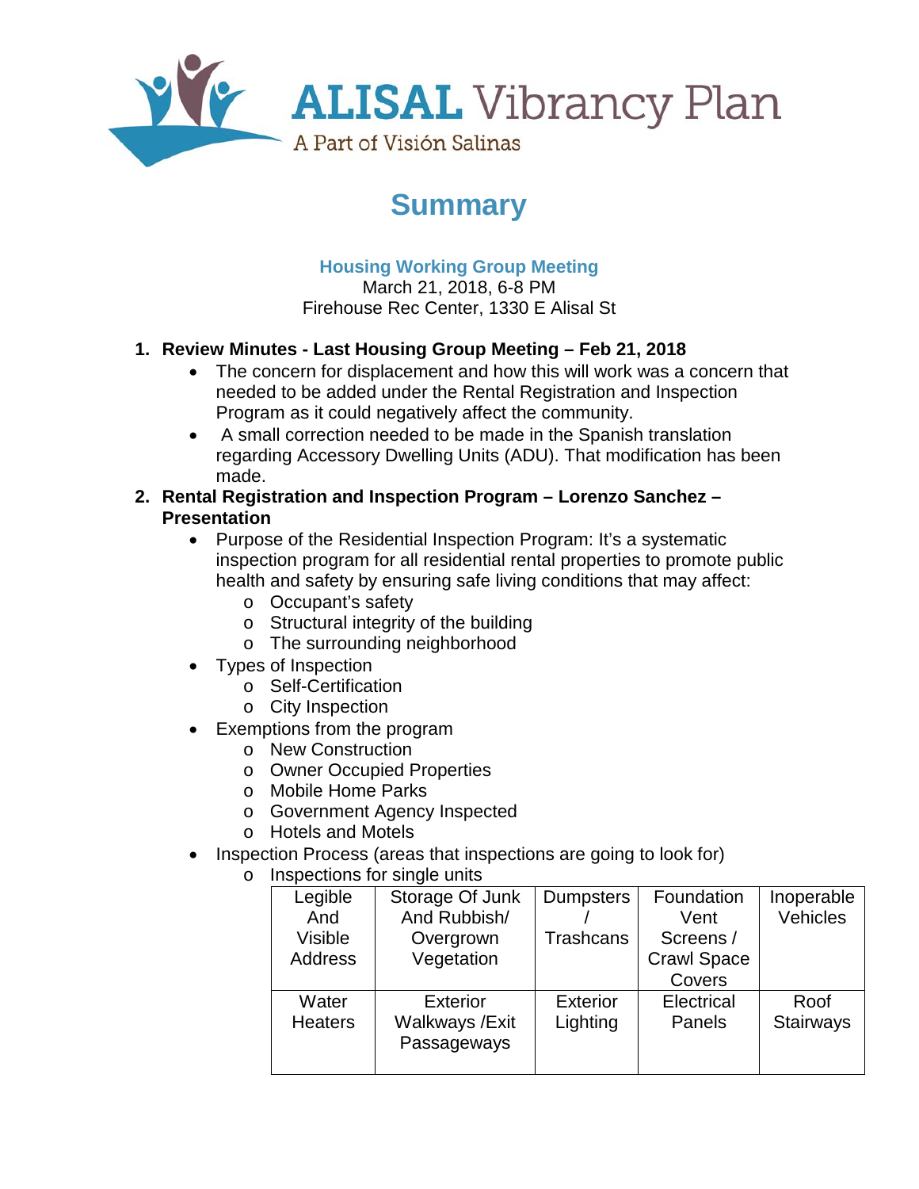# ALISAL Vibrancy Plan

A Part of Visión Salinas

## Summary

### Housing Working Group Meeting

March 21, 2018, 6-8 PM
Firehouse Rec Center, 1330 E Alisal St

1. **Review Minutes - Last Housing Group Meeting – Feb 21, 2018**
   - The concern for displacement and how this will work was a concern that needed to be added under the Rental Registration and Inspection Program as it could negatively affect the community.
   - A small correction needed to be made in the Spanish translation regarding Accessory Dwelling Units (ADU). That modification has been made.
2. **Rental Registration and Inspection Program – Lorenzo Sanchez – Presentation**
   - Purpose of the Residential Inspection Program: It's a systematic inspection program for all residential rental properties to promote public health and safety by ensuring safe living conditions that may affect:
     - Occupant's safety
     - Structural integrity of the building
     - The surrounding neighborhood
   - Types of Inspection
     - Self-Certification
     - City Inspection
   - Exemptions from the program
     - New Construction
     - Owner Occupied Properties
     - Mobile Home Parks
     - Government Agency Inspected
     - Hotels and Motels
   - Inspection Process (areas that inspections are going to look for)
     - Inspections for single units

| Legible And Visible Address | Storage Of Junk And Rubbish/ Overgrown Vegetation | Dumpsters / Trashcans | Foundation Vent Screens / Crawl Space Covers | Inoperable Vehicles |
|---|---|---|---|---|
| Water Heaters | Exterior Walkways /Exit Passageways | Exterior Lighting | Electrical Panels | Roof Stairways |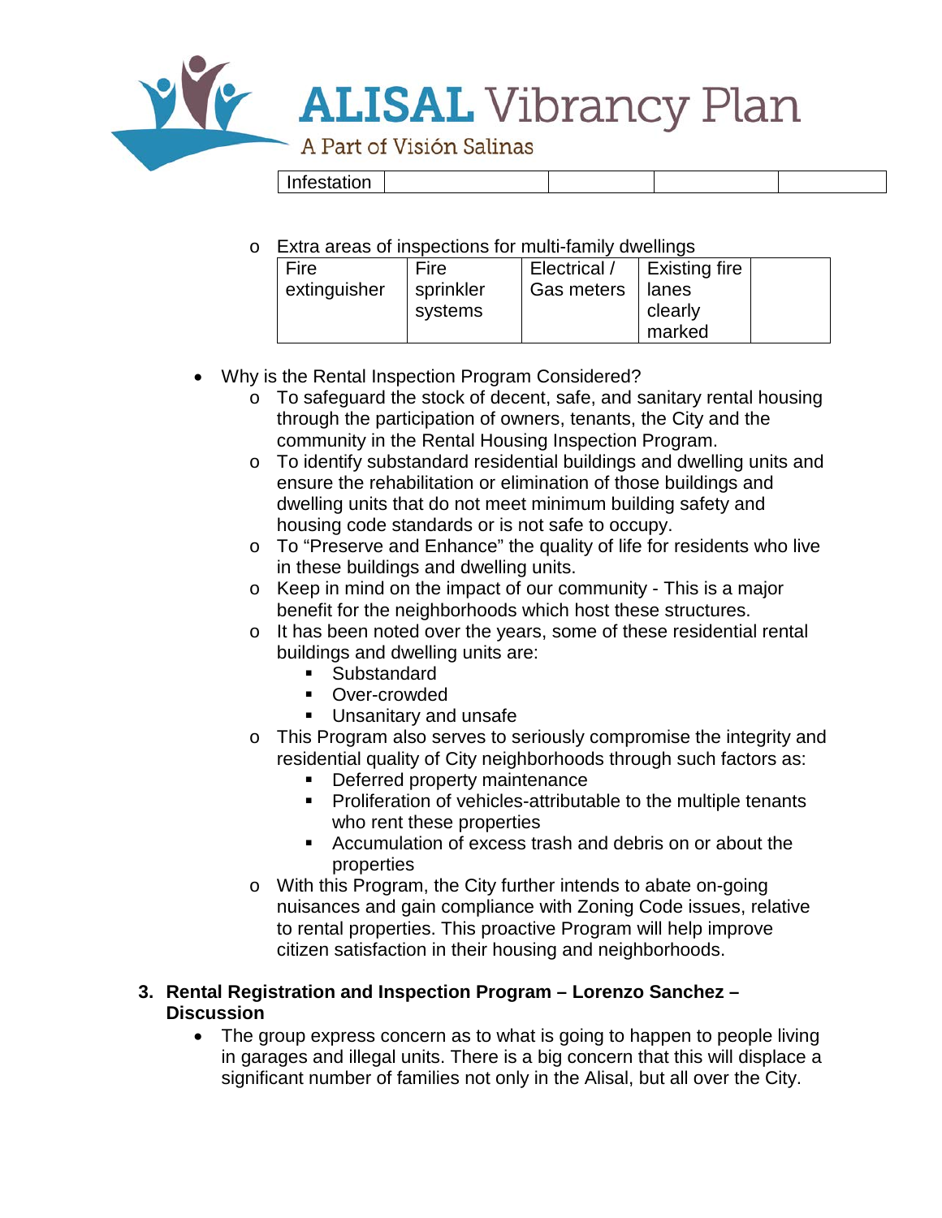| Infestation | | | | |
|---|---|---|---|---|

- Extra areas of inspections for multi-family dwellings

| Fire extinguisher | Fire sprinkler systems | Electrical / Gas meters | Existing fire lanes clearly marked | |
|---|---|---|---|---|

- Why is the Rental Inspection Program Considered?
  - To safeguard the stock of decent, safe, and sanitary rental housing through the participation of owners, tenants, the City and the community in the Rental Housing Inspection Program.
  - To identify substandard residential buildings and dwelling units and ensure the rehabilitation or elimination of those buildings and dwelling units that do not meet minimum building safety and housing code standards or is not safe to occupy.
  - To "Preserve and Enhance" the quality of life for residents who live in these buildings and dwelling units.
  - Keep in mind on the impact of our community - This is a major benefit for the neighborhoods which host these structures.
  - It has been noted over the years, some of these residential rental buildings and dwelling units are:
    - Substandard
    - Over-crowded
    - Unsanitary and unsafe
  - This Program also serves to seriously compromise the integrity and residential quality of City neighborhoods through such factors as:
    - Deferred property maintenance
    - Proliferation of vehicles-attributable to the multiple tenants who rent these properties
    - Accumulation of excess trash and debris on or about the properties
  - With this Program, the City further intends to abate on-going nuisances and gain compliance with Zoning Code issues, relative to rental properties. This proactive Program will help improve citizen satisfaction in their housing and neighborhoods.

**3. Rental Registration and Inspection Program – Lorenzo Sanchez – Discussion**

- The group express concern as to what is going to happen to people living in garages and illegal units. There is a big concern that this will displace a significant number of families not only in the Alisal, but all over the City.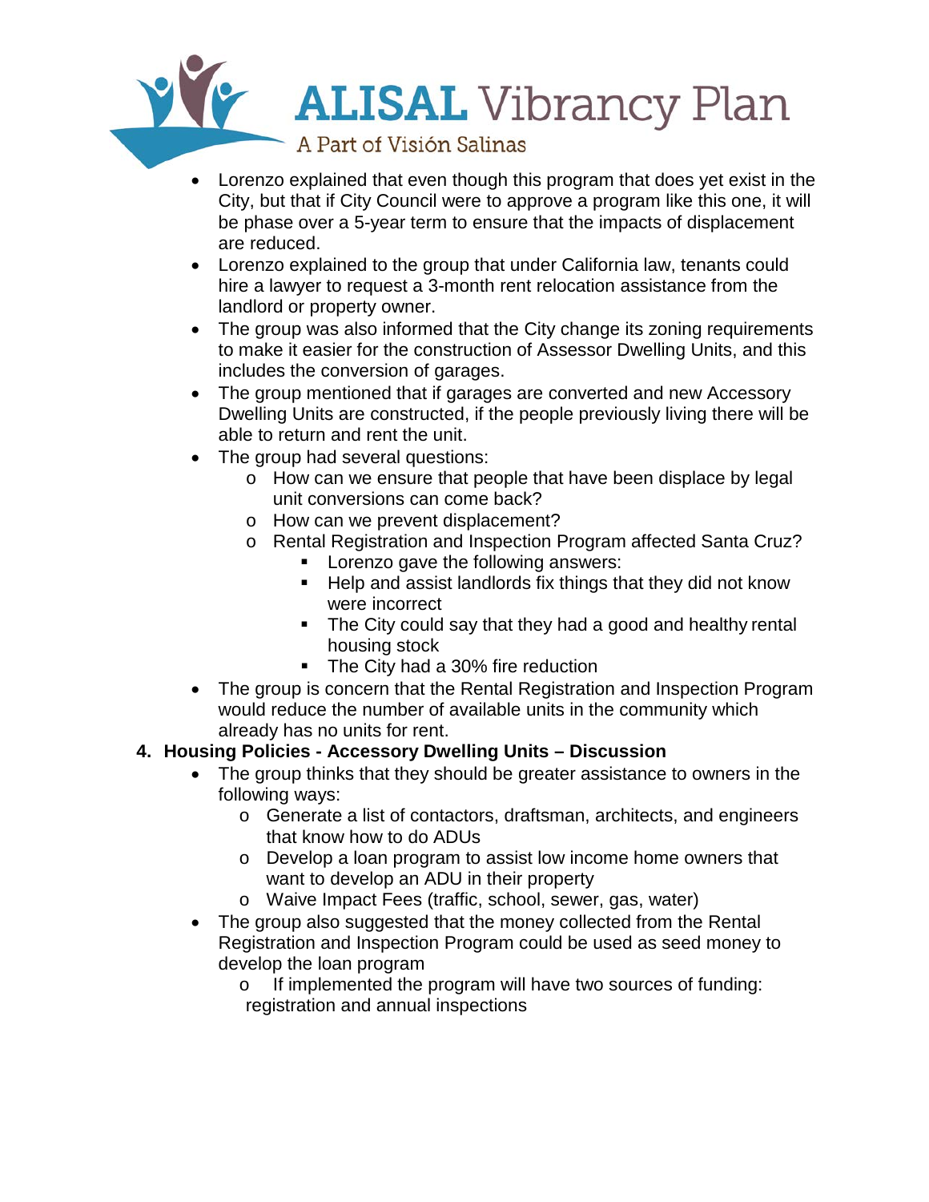- Lorenzo explained that even though this program that does yet exist in the City, but that if City Council were to approve a program like this one, it will be phase over a 5-year term to ensure that the impacts of displacement are reduced.
- Lorenzo explained to the group that under California law, tenants could hire a lawyer to request a 3-month rent relocation assistance from the landlord or property owner.
- The group was also informed that the City change its zoning requirements to make it easier for the construction of Assessor Dwelling Units, and this includes the conversion of garages.
- The group mentioned that if garages are converted and new Accessory Dwelling Units are constructed, if the people previously living there will be able to return and rent the unit.
- The group had several questions:
  - How can we ensure that people that have been displace by legal unit conversions can come back?
  - How can we prevent displacement?
  - Rental Registration and Inspection Program affected Santa Cruz?
    - Lorenzo gave the following answers:
    - Help and assist landlords fix things that they did not know were incorrect
    - The City could say that they had a good and healthy rental housing stock
    - The City had a 30% fire reduction
- The group is concern that the Rental Registration and Inspection Program would reduce the number of available units in the community which already has no units for rent.

**4. Housing Policies - Accessory Dwelling Units – Discussion**

- The group thinks that they should be greater assistance to owners in the following ways:
  - Generate a list of contactors, draftsman, architects, and engineers that know how to do ADUs
  - Develop a loan program to assist low income home owners that want to develop an ADU in their property
  - Waive Impact Fees (traffic, school, sewer, gas, water)
- The group also suggested that the money collected from the Rental Registration and Inspection Program could be used as seed money to develop the loan program
  - If implemented the program will have two sources of funding: registration and annual inspections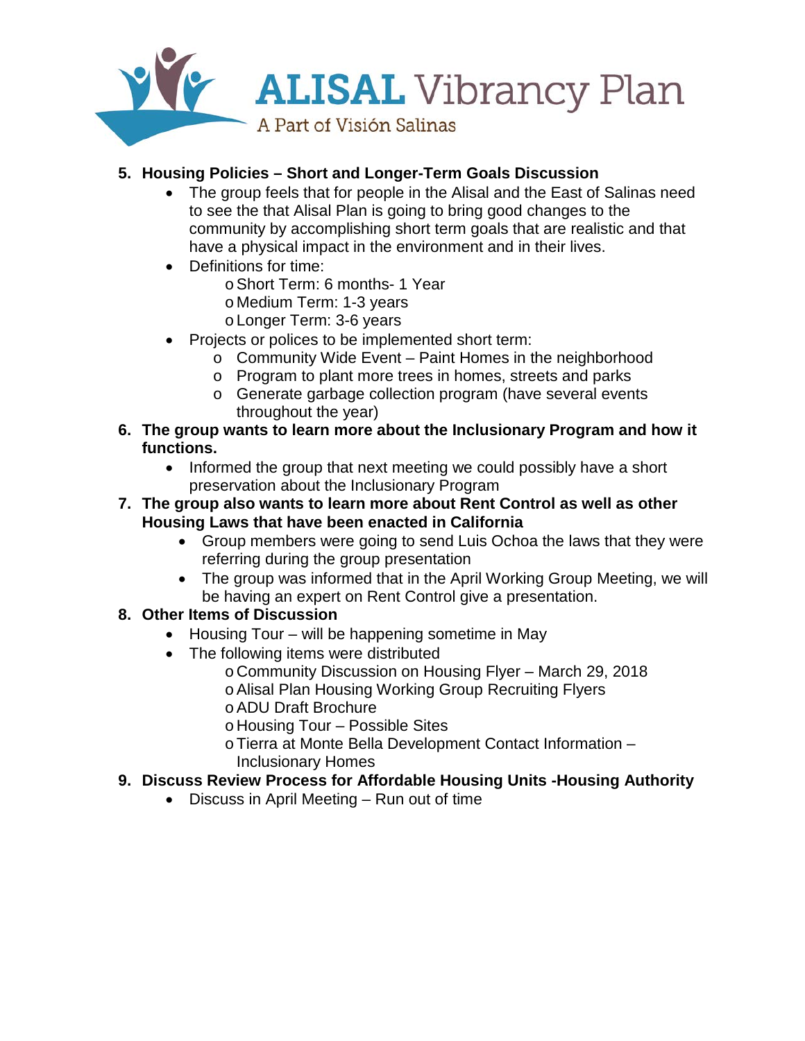**ALISAL Vibrancy Plan**
A Part of Visión Salinas

5. **Housing Policies – Short and Longer-Term Goals Discussion**
   - The group feels that for people in the Alisal and the East of Salinas need to see the that Alisal Plan is going to bring good changes to the community by accomplishing short term goals that are realistic and that have a physical impact in the environment and in their lives.
   - Definitions for time:
     - Short Term: 6 months- 1 Year
     - Medium Term: 1-3 years
     - Longer Term: 3-6 years
   - Projects or polices to be implemented short term:
     - Community Wide Event – Paint Homes in the neighborhood
     - Program to plant more trees in homes, streets and parks
     - Generate garbage collection program (have several events throughout the year)
6. **The group wants to learn more about the Inclusionary Program and how it functions.**
   - Informed the group that next meeting we could possibly have a short preservation about the Inclusionary Program
7. **The group also wants to learn more about Rent Control as well as other Housing Laws that have been enacted in California**
   - Group members were going to send Luis Ochoa the laws that they were referring during the group presentation
   - The group was informed that in the April Working Group Meeting, we will be having an expert on Rent Control give a presentation.
8. **Other Items of Discussion**
   - Housing Tour – will be happening sometime in May
   - The following items were distributed
     - Community Discussion on Housing Flyer – March 29, 2018
     - Alisal Plan Housing Working Group Recruiting Flyers
     - ADU Draft Brochure
     - Housing Tour – Possible Sites
     - Tierra at Monte Bella Development Contact Information – Inclusionary Homes
9. **Discuss Review Process for Affordable Housing Units -Housing Authority**
   - Discuss in April Meeting – Run out of time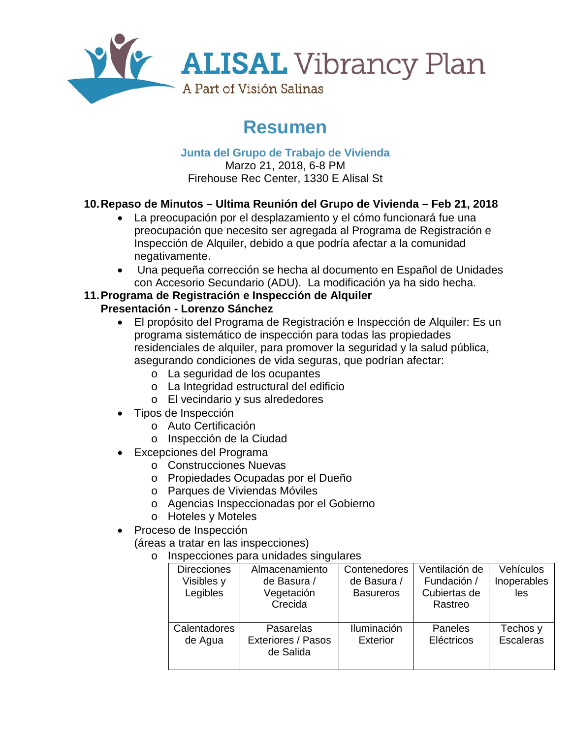# ALISAL Vibrancy Plan

A Part of Visión Salinas

## Resumen

**Junta del Grupo de Trabajo de Vivienda**
Marzo 21, 2018, 6-8 PM
Firehouse Rec Center, 1330 E Alisal St

**10. Repaso de Minutos – Ultima Reunión del Grupo de Vivienda – Feb 21, 2018**

- La preocupación por el desplazamiento y el cómo funcionará fue una preocupación que necesito ser agregada al Programa de Registración e Inspección de Alquiler, debido a que podría afectar a la comunidad negativamente.
- Una pequeña corrección se hecha al documento en Español de Unidades con Accesorio Secundario (ADU). La modificación ya ha sido hecha.

**11. Programa de Registración e Inspección de Alquiler**
**Presentación - Lorenzo Sánchez**

- El propósito del Programa de Registración e Inspección de Alquiler: Es un programa sistemático de inspección para todas las propiedades residenciales de alquiler, para promover la seguridad y la salud pública, asegurando condiciones de vida seguras, que podrían afectar:
  - La seguridad de los ocupantes
  - La Integridad estructural del edificio
  - El vecindario y sus alrededores
- Tipos de Inspección
  - Auto Certificación
  - Inspección de la Ciudad
- Excepciones del Programa
  - Construcciones Nuevas
  - Propiedades Ocupadas por el Dueño
  - Parques de Viviendas Móviles
  - Agencias Inspeccionadas por el Gobierno
  - Hoteles y Moteles
- Proceso de Inspección
  (áreas a tratar en las inspecciones)
  - Inspecciones para unidades singulares

| Direcciones Visibles y Legibles | Almacenamiento de Basura / Vegetación Crecida | Contenedores de Basura / Basureros | Ventilación de Fundación / Cubiertas de Rastreo | Vehículos Inoperables les |
|---|---|---|---|---|
| Calentadores de Agua | Pasarelas Exteriores / Pasos de Salida | Iluminación Exterior | Paneles Eléctricos | Techos y Escaleras |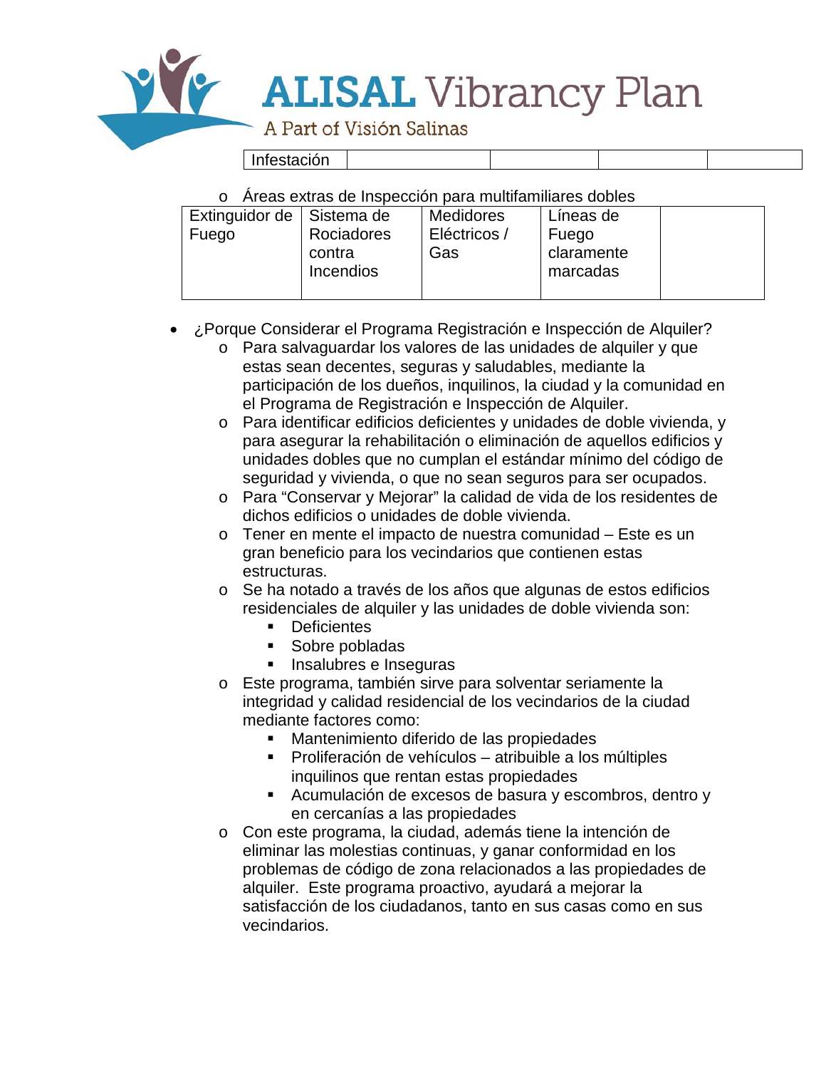| Infestación | | | | |
|---|---|---|---|---|

- Áreas extras de Inspección para multifamiliares dobles

| Extinguidor de Fuego | Sistema de Rociadores contra Incendios | Medidores Eléctricos / Gas | Líneas de Fuego claramente marcadas | |
|---|---|---|---|---|

- ¿Porque Considerar el Programa Registración e Inspección de Alquiler?
    - Para salvaguardar los valores de las unidades de alquiler y que estas sean decentes, seguras y saludables, mediante la participación de los dueños, inquilinos, la ciudad y la comunidad en el Programa de Registración e Inspección de Alquiler.
    - Para identificar edificios deficientes y unidades de doble vivienda, y para asegurar la rehabilitación o eliminación de aquellos edificios y unidades dobles que no cumplan el estándar mínimo del código de seguridad y vivienda, o que no sean seguros para ser ocupados.
    - Para "Conservar y Mejorar" la calidad de vida de los residentes de dichos edificios o unidades de doble vivienda.
    - Tener en mente el impacto de nuestra comunidad – Este es un gran beneficio para los vecindarios que contienen estas estructuras.
    - Se ha notado a través de los años que algunas de estos edificios residenciales de alquiler y las unidades de doble vivienda son:
        - Deficientes
        - Sobre pobladas
        - Insalubres e Inseguras
    - Este programa, también sirve para solventar seriamente la integridad y calidad residencial de los vecindarios de la ciudad mediante factores como:
        - Mantenimiento diferido de las propiedades
        - Proliferación de vehículos – atribuible a los múltiples inquilinos que rentan estas propiedades
        - Acumulación de excesos de basura y escombros, dentro y en cercanías a las propiedades
    - Con este programa, la ciudad, además tiene la intención de eliminar las molestias continuas, y ganar conformidad en los problemas de código de zona relacionados a las propiedades de alquiler. Este programa proactivo, ayudará a mejorar la satisfacción de los ciudadanos, tanto en sus casas como en sus vecindarios.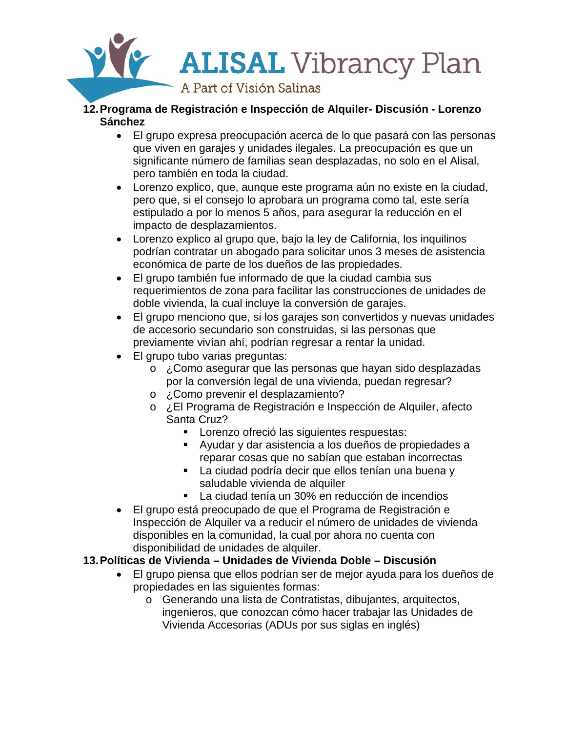12. **Programa de Registración e Inspección de Alquiler- Discusión - Lorenzo Sánchez**
    - El grupo expresa preocupación acerca de lo que pasará con las personas que viven en garajes y unidades ilegales. La preocupación es que un significante número de familias sean desplazadas, no solo en el Alisal, pero también en toda la ciudad.
    - Lorenzo explico, que, aunque este programa aún no existe en la ciudad, pero que, si el consejo lo aprobara un programa como tal, este sería estipulado a por lo menos 5 años, para asegurar la reducción en el impacto de desplazamientos.
    - Lorenzo explico al grupo que, bajo la ley de California, los inquilinos podrían contratar un abogado para solicitar unos 3 meses de asistencia económica de parte de los dueños de las propiedades.
    - El grupo también fue informado de que la ciudad cambia sus requerimientos de zona para facilitar las construcciones de unidades de doble vivienda, la cual incluye la conversión de garajes.
    - El grupo menciono que, si los garajes son convertidos y nuevas unidades de accesorio secundario son construidas, si las personas que previamente vivían ahí, podrían regresar a rentar la unidad.
    - El grupo tubo varias preguntas:
        - ¿Como asegurar que las personas que hayan sido desplazadas por la conversión legal de una vivienda, puedan regresar?
        - ¿Como prevenir el desplazamiento?
        - ¿El Programa de Registración e Inspección de Alquiler, afecto Santa Cruz?
            - Lorenzo ofreció las siguientes respuestas:
            - Ayudar y dar asistencia a los dueños de propiedades a reparar cosas que no sabían que estaban incorrectas
            - La ciudad podría decir que ellos tenían una buena y saludable vivienda de alquiler
            - La ciudad tenía un 30% en reducción de incendios
    - El grupo está preocupado de que el Programa de Registración e Inspección de Alquiler va a reducir el número de unidades de vivienda disponibles en la comunidad, la cual por ahora no cuenta con disponibilidad de unidades de alquiler.
13. **Políticas de Vivienda – Unidades de Vivienda Doble – Discusión**
    - El grupo piensa que ellos podrían ser de mejor ayuda para los dueños de propiedades en las siguientes formas:
        - Generando una lista de Contratistas, dibujantes, arquitectos, ingenieros, que conozcan cómo hacer trabajar las Unidades de Vivienda Accesorias (ADUs por sus siglas en inglés)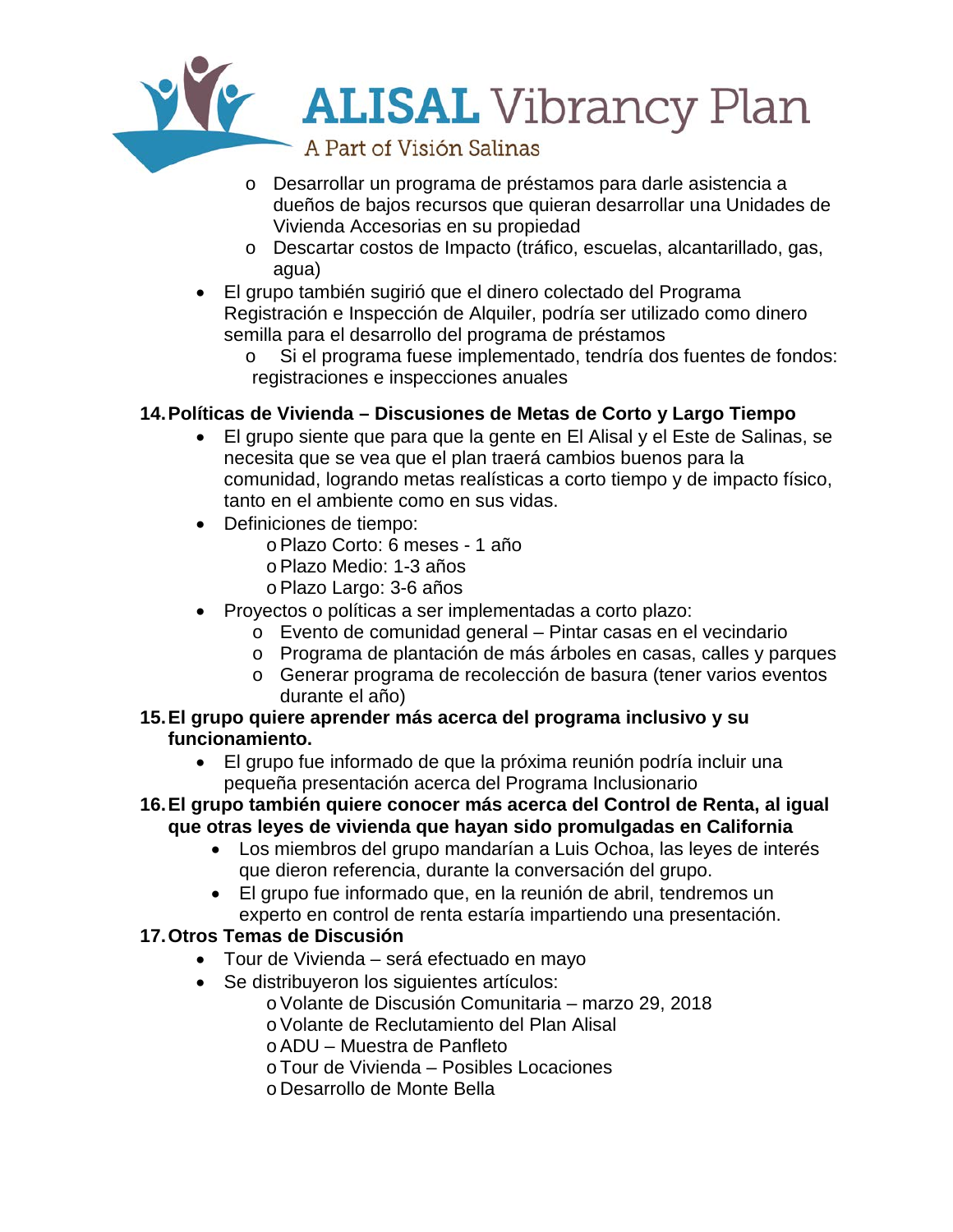- Desarrollar un programa de préstamos para darle asistencia a dueños de bajos recursos que quieran desarrollar una Unidades de Vivienda Accesorias en su propiedad
- Descartar costos de Impacto (tráfico, escuelas, alcantarillado, gas, agua)

- El grupo también sugirió que el dinero colectado del Programa Registración e Inspección de Alquiler, podría ser utilizado como dinero semilla para el desarrollo del programa de préstamos
  - Si el programa fuese implementado, tendría dos fuentes de fondos: registraciones e inspecciones anuales

**14. Políticas de Vivienda – Discusiones de Metas de Corto y Largo Tiempo**

- El grupo siente que para que la gente en El Alisal y el Este de Salinas, se necesita que se vea que el plan traerá cambios buenos para la comunidad, logrando metas realísticas a corto tiempo y de impacto físico, tanto en el ambiente como en sus vidas.
- Definiciones de tiempo:
  - Plazo Corto: 6 meses - 1 año
  - Plazo Medio: 1-3 años
  - Plazo Largo: 3-6 años
- Proyectos o políticas a ser implementadas a corto plazo:
  - Evento de comunidad general – Pintar casas en el vecindario
  - Programa de plantación de más árboles en casas, calles y parques
  - Generar programa de recolección de basura (tener varios eventos durante el año)

**15. El grupo quiere aprender más acerca del programa inclusivo y su funcionamiento.**

- El grupo fue informado de que la próxima reunión podría incluir una pequeña presentación acerca del Programa Inclusionario

**16. El grupo también quiere conocer más acerca del Control de Renta, al igual que otras leyes de vivienda que hayan sido promulgadas en California**

- Los miembros del grupo mandarían a Luis Ochoa, las leyes de interés que dieron referencia, durante la conversación del grupo.
- El grupo fue informado que, en la reunión de abril, tendremos un experto en control de renta estaría impartiendo una presentación.

**17. Otros Temas de Discusión**

- Tour de Vivienda – será efectuado en mayo
- Se distribuyeron los siguientes artículos:
  - Volante de Discusión Comunitaria – marzo 29, 2018
  - Volante de Reclutamiento del Plan Alisal
  - ADU – Muestra de Panfleto
  - Tour de Vivienda – Posibles Locaciones
  - Desarrollo de Monte Bella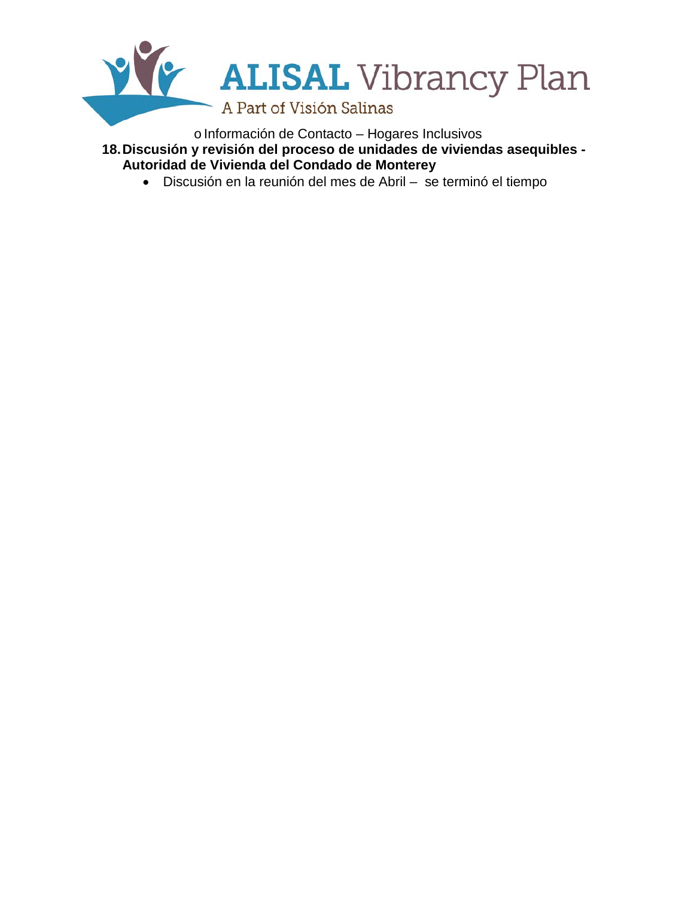- Información de Contacto – Hogares Inclusivos

18. **Discusión y revisión del proceso de unidades de viviendas asequibles - Autoridad de Vivienda del Condado de Monterey**
    - Discusión en la reunión del mes de Abril – se terminó el tiempo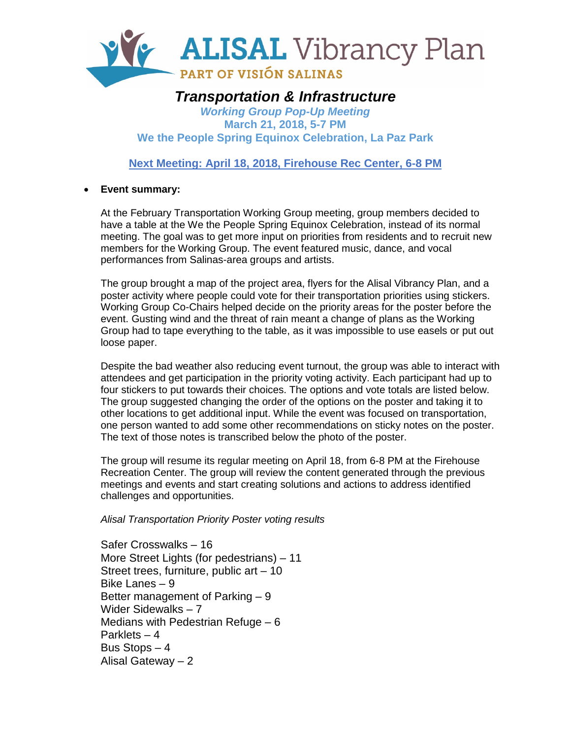# ALISAL Vibrancy Plan

PART OF VISIÓN SALINAS

## *Transportation & Infrastructure*

***Working Group Pop-Up Meeting***

**March 21, 2018, 5-7 PM**

**We the People Spring Equinox Celebration, La Paz Park**

**Next Meeting: April 18, 2018, Firehouse Rec Center, 6-8 PM**

- **Event summary:**

  At the February Transportation Working Group meeting, group members decided to have a table at the We the People Spring Equinox Celebration, instead of its normal meeting. The goal was to get more input on priorities from residents and to recruit new members for the Working Group. The event featured music, dance, and vocal performances from Salinas-area groups and artists.

  The group brought a map of the project area, flyers for the Alisal Vibrancy Plan, and a poster activity where people could vote for their transportation priorities using stickers. Working Group Co-Chairs helped decide on the priority areas for the poster before the event. Gusting wind and the threat of rain meant a change of plans as the Working Group had to tape everything to the table, as it was impossible to use easels or put out loose paper.

  Despite the bad weather also reducing event turnout, the group was able to interact with attendees and get participation in the priority voting activity. Each participant had up to four stickers to put towards their choices. The options and vote totals are listed below. The group suggested changing the order of the options on the poster and taking it to other locations to get additional input. While the event was focused on transportation, one person wanted to add some other recommendations on sticky notes on the poster. The text of those notes is transcribed below the photo of the poster.

  The group will resume its regular meeting on April 18, from 6-8 PM at the Firehouse Recreation Center. The group will review the content generated through the previous meetings and events and start creating solutions and actions to address identified challenges and opportunities.

  *Alisal Transportation Priority Poster voting results*

  Safer Crosswalks – 16
  More Street Lights (for pedestrians) – 11
  Street trees, furniture, public art – 10
  Bike Lanes – 9
  Better management of Parking – 9
  Wider Sidewalks – 7
  Medians with Pedestrian Refuge – 6
  Parklets – 4
  Bus Stops – 4
  Alisal Gateway – 2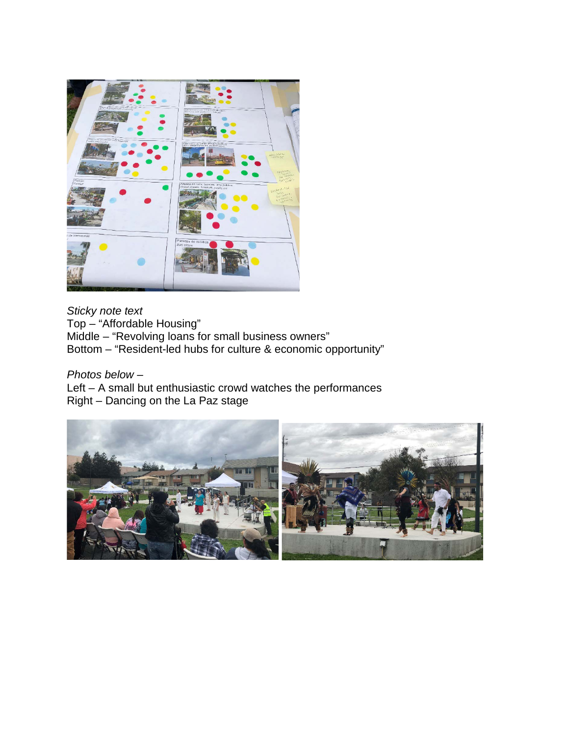*Sticky note text*
Top – “Affordable Housing”
Middle – “Revolving loans for small business owners”
Bottom – “Resident-led hubs for culture & economic opportunity”

*Photos below –*
Left – A small but enthusiastic crowd watches the performances
Right – Dancing on the La Paz stage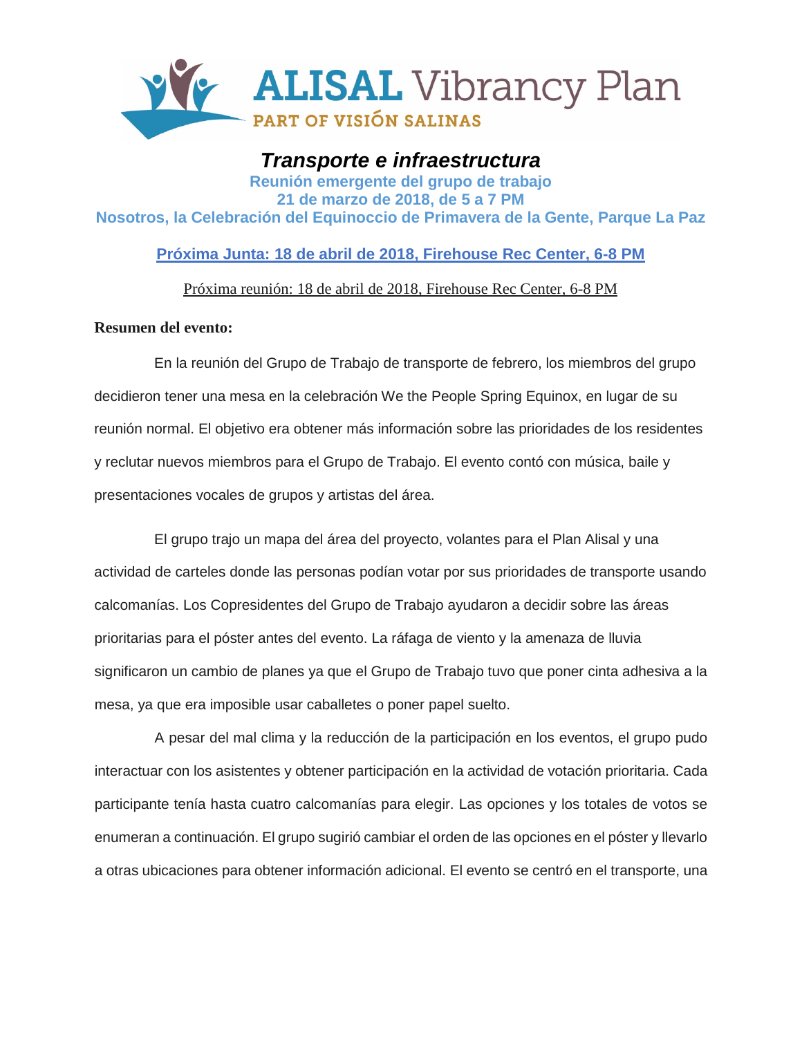**ALISAL Vibrancy Plan**
PART OF VISIÓN SALINAS

# *Transporte e infraestructura*

**Reunión emergente del grupo de trabajo**
**21 de marzo de 2018, de 5 a 7 PM**
**Nosotros, la Celebración del Equinoccio de Primavera de la Gente, Parque La Paz**

**Próxima Junta: 18 de abril de 2018, Firehouse Rec Center, 6-8 PM**

Próxima reunión: 18 de abril de 2018, Firehouse Rec Center, 6-8 PM

**Resumen del evento:**

En la reunión del Grupo de Trabajo de transporte de febrero, los miembros del grupo decidieron tener una mesa en la celebración We the People Spring Equinox, en lugar de su reunión normal. El objetivo era obtener más información sobre las prioridades de los residentes y reclutar nuevos miembros para el Grupo de Trabajo. El evento contó con música, baile y presentaciones vocales de grupos y artistas del área.

El grupo trajo un mapa del área del proyecto, volantes para el Plan Alisal y una actividad de carteles donde las personas podían votar por sus prioridades de transporte usando calcomanías. Los Copresidentes del Grupo de Trabajo ayudaron a decidir sobre las áreas prioritarias para el póster antes del evento. La ráfaga de viento y la amenaza de lluvia significaron un cambio de planes ya que el Grupo de Trabajo tuvo que poner cinta adhesiva a la mesa, ya que era imposible usar caballetes o poner papel suelto.

A pesar del mal clima y la reducción de la participación en los eventos, el grupo pudo interactuar con los asistentes y obtener participación en la actividad de votación prioritaria. Cada participante tenía hasta cuatro calcomanías para elegir. Las opciones y los totales de votos se enumeran a continuación. El grupo sugirió cambiar el orden de las opciones en el póster y llevarlo a otras ubicaciones para obtener información adicional. El evento se centró en el transporte, una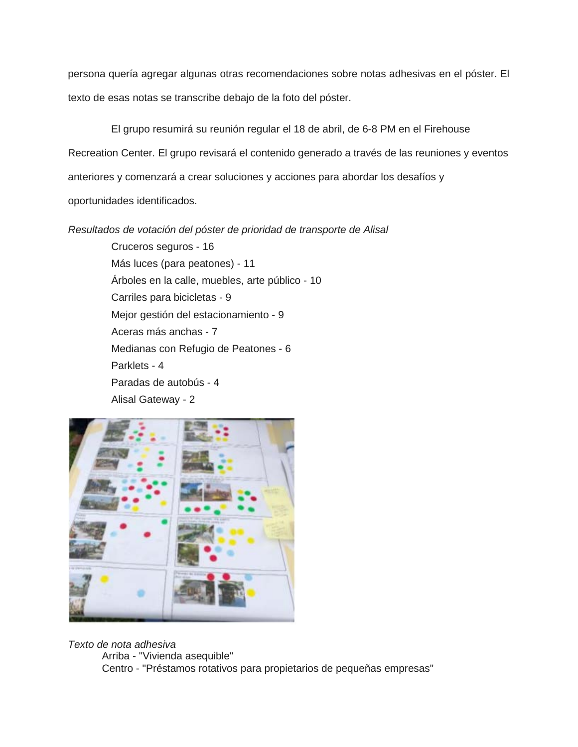persona quería agregar algunas otras recomendaciones sobre notas adhesivas en el póster. El texto de esas notas se transcribe debajo de la foto del póster.

El grupo resumirá su reunión regular el 18 de abril, de 6-8 PM en el Firehouse Recreation Center. El grupo revisará el contenido generado a través de las reuniones y eventos anteriores y comenzará a crear soluciones y acciones para abordar los desafíos y oportunidades identificados.

*Resultados de votación del póster de prioridad de transporte de Alisal*

- Cruceros seguros - 16
- Más luces (para peatones) - 11
- Árboles en la calle, muebles, arte público - 10
- Carriles para bicicletas - 9
- Mejor gestión del estacionamiento - 9
- Aceras más anchas - 7
- Medianas con Refugio de Peatones - 6
- Parklets - 4
- Paradas de autobús - 4
- Alisal Gateway - 2

*Texto de nota adhesiva*

- Arriba - "Vivienda asequible"
- Centro - "Préstamos rotativos para propietarios de pequeñas empresas"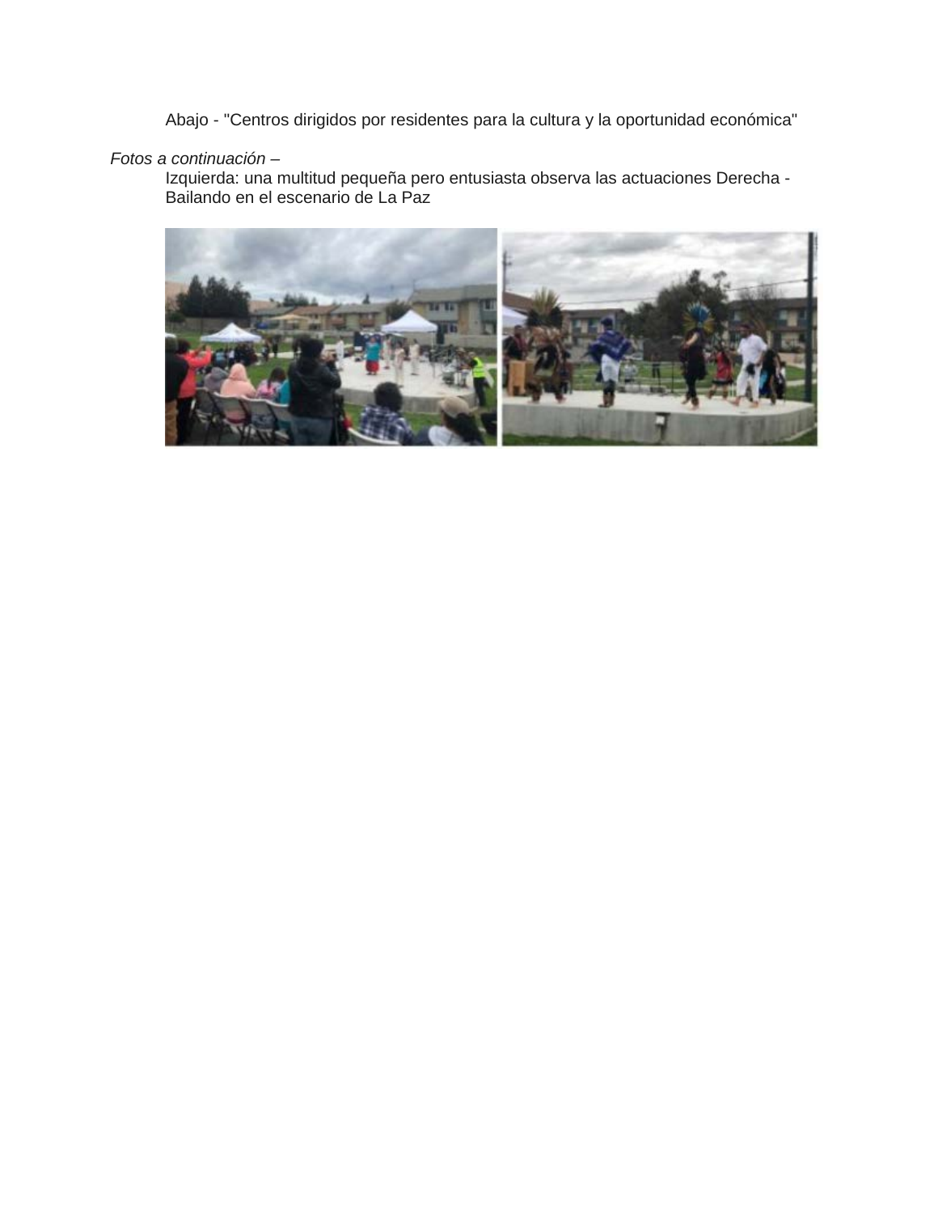Abajo - "Centros dirigidos por residentes para la cultura y la oportunidad económica"

*Fotos a continuación –*

Izquierda: una multitud pequeña pero entusiasta observa las actuaciones Derecha - Bailando en el escenario de La Paz